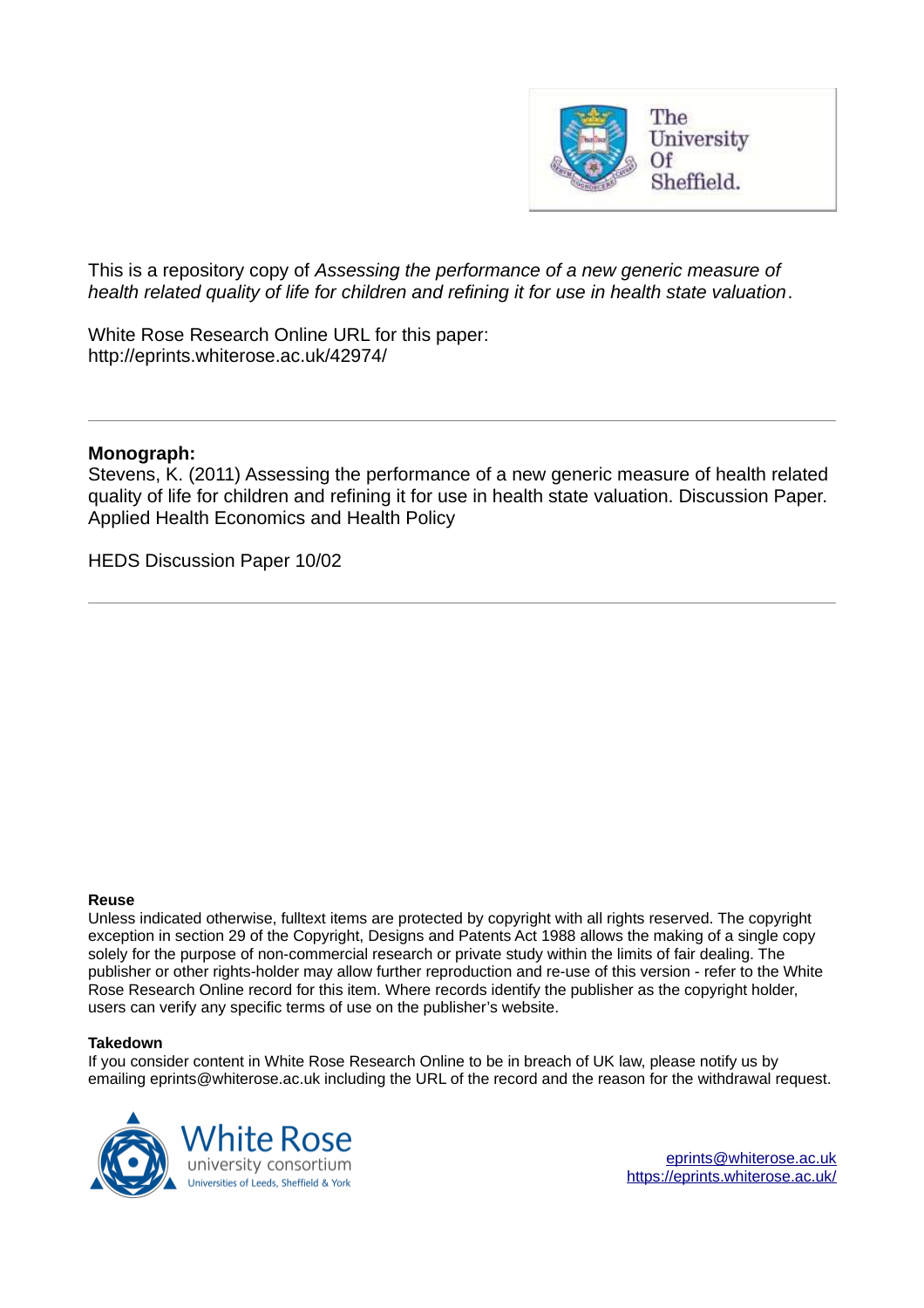This is a repository copy of *Assessing the performance of a new generic measure of health related quality of life for children and refining it for use in health state valuation*.

White Rose Research Online URL for this paper:
http://eprints.whiterose.ac.uk/42974/

---

**Monograph:**

Stevens, K. (2011) Assessing the performance of a new generic measure of health related quality of life for children and refining it for use in health state valuation. Discussion Paper. Applied Health Economics and Health Policy

HEDS Discussion Paper 10/02

---

**Reuse**

Unless indicated otherwise, fulltext items are protected by copyright with all rights reserved. The copyright exception in section 29 of the Copyright, Designs and Patents Act 1988 allows the making of a single copy solely for the purpose of non-commercial research or private study within the limits of fair dealing. The publisher or other rights-holder may allow further reproduction and re-use of this version - refer to the White Rose Research Online record for this item. Where records identify the publisher as the copyright holder, users can verify any specific terms of use on the publisher's website.

**Takedown**

If you consider content in White Rose Research Online to be in breach of UK law, please notify us by emailing eprints@whiterose.ac.uk including the URL of the record and the reason for the withdrawal request.

eprints@whiterose.ac.uk
https://eprints.whiterose.ac.uk/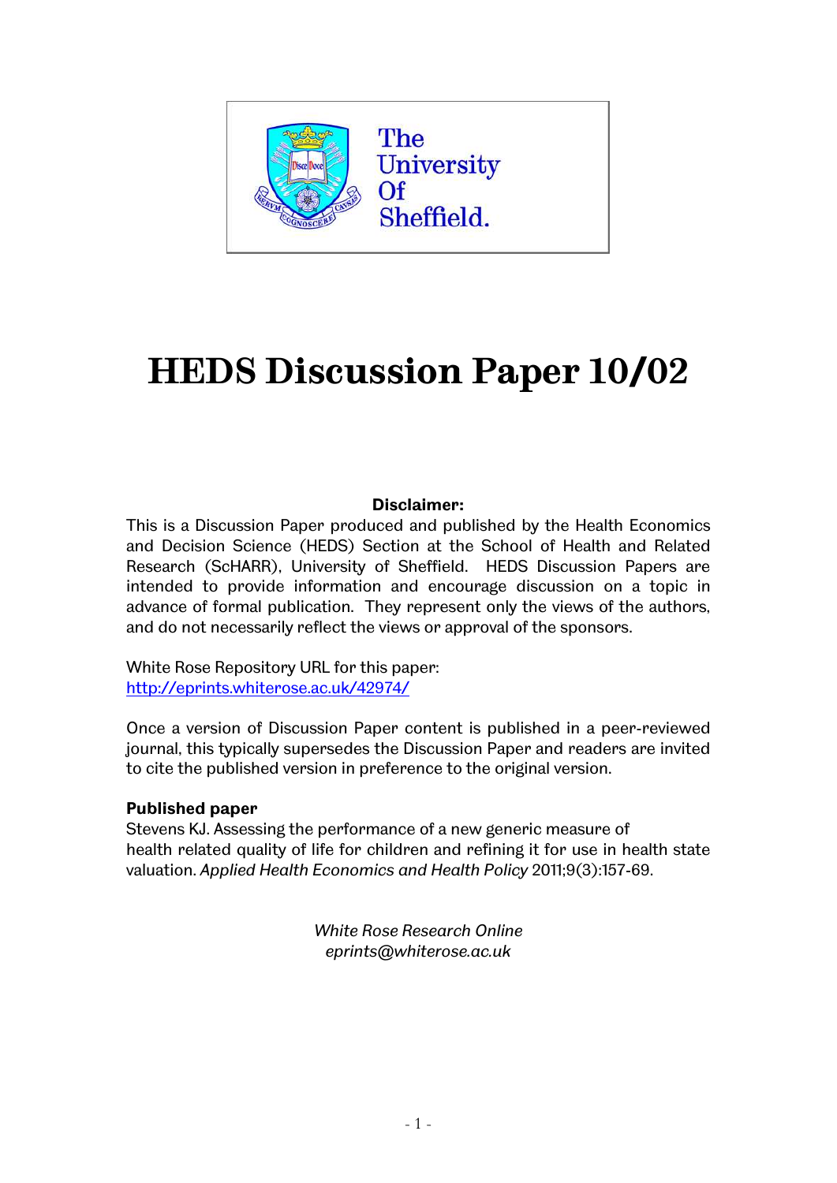The University Of Sheffield.

# HEDS Discussion Paper 10/02

**Disclaimer:**

This is a Discussion Paper produced and published by the Health Economics and Decision Science (HEDS) Section at the School of Health and Related Research (ScHARR), University of Sheffield. HEDS Discussion Papers are intended to provide information and encourage discussion on a topic in advance of formal publication. They represent only the views of the authors, and do not necessarily reflect the views or approval of the sponsors.

White Rose Repository URL for this paper:
http://eprints.whiterose.ac.uk/42974/

Once a version of Discussion Paper content is published in a peer-reviewed journal, this typically supersedes the Discussion Paper and readers are invited to cite the published version in preference to the original version.

**Published paper**

Stevens KJ. Assessing the performance of a new generic measure of health related quality of life for children and refining it for use in health state valuation. *Applied Health Economics and Health Policy* 2011;9(3):157-69.

*White Rose Research Online*
*eprints@whiterose.ac.uk*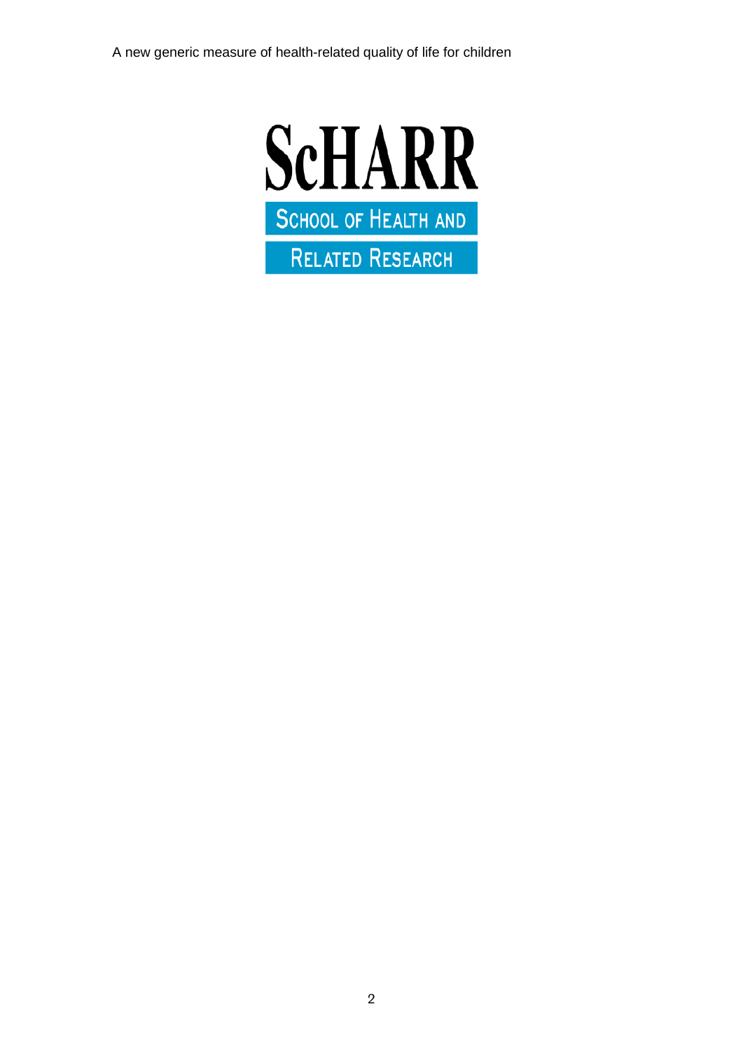# ScHARR

**SCHOOL OF HEALTH AND RELATED RESEARCH**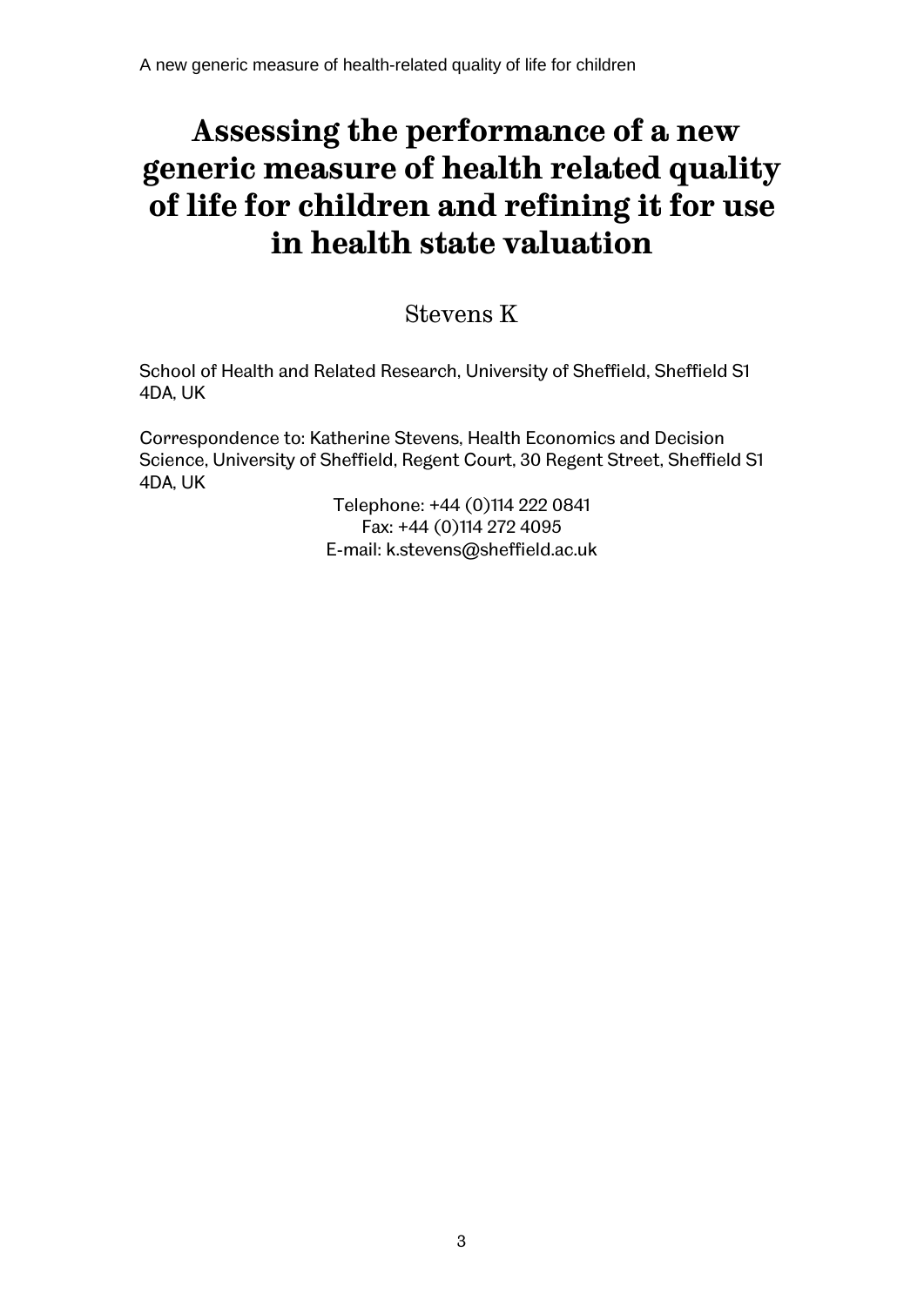# Assessing the performance of a new generic measure of health related quality of life for children and refining it for use in health state valuation

Stevens K

School of Health and Related Research, University of Sheffield, Sheffield S1 4DA, UK

Correspondence to: Katherine Stevens, Health Economics and Decision Science, University of Sheffield, Regent Court, 30 Regent Street, Sheffield S1 4DA, UK

Telephone: +44 (0)114 222 0841
Fax: +44 (0)114 272 4095
E-mail: k.stevens@sheffield.ac.uk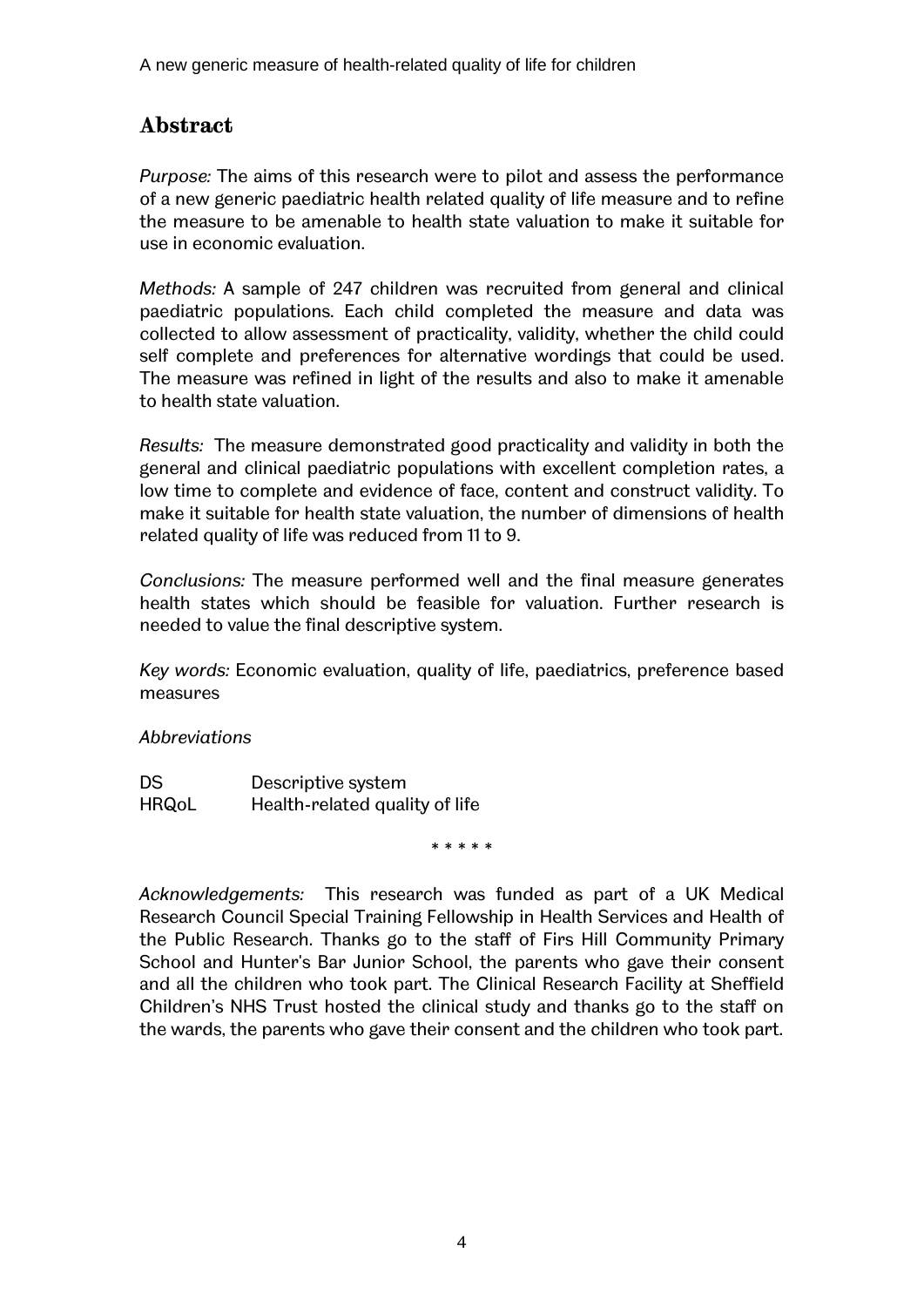## Abstract

*Purpose:* The aims of this research were to pilot and assess the performance of a new generic paediatric health related quality of life measure and to refine the measure to be amenable to health state valuation to make it suitable for use in economic evaluation.

*Methods:* A sample of 247 children was recruited from general and clinical paediatric populations. Each child completed the measure and data was collected to allow assessment of practicality, validity, whether the child could self complete and preferences for alternative wordings that could be used. The measure was refined in light of the results and also to make it amenable to health state valuation.

*Results:* The measure demonstrated good practicality and validity in both the general and clinical paediatric populations with excellent completion rates, a low time to complete and evidence of face, content and construct validity. To make it suitable for health state valuation, the number of dimensions of health related quality of life was reduced from 11 to 9.

*Conclusions:* The measure performed well and the final measure generates health states which should be feasible for valuation. Further research is needed to value the final descriptive system.

*Key words:* Economic evaluation, quality of life, paediatrics, preference based measures

*Abbreviations*

DS        Descriptive system
HRQoL     Health-related quality of life

\* \* \* \* \*

*Acknowledgements:* This research was funded as part of a UK Medical Research Council Special Training Fellowship in Health Services and Health of the Public Research. Thanks go to the staff of Firs Hill Community Primary School and Hunter's Bar Junior School, the parents who gave their consent and all the children who took part. The Clinical Research Facility at Sheffield Children's NHS Trust hosted the clinical study and thanks go to the staff on the wards, the parents who gave their consent and the children who took part.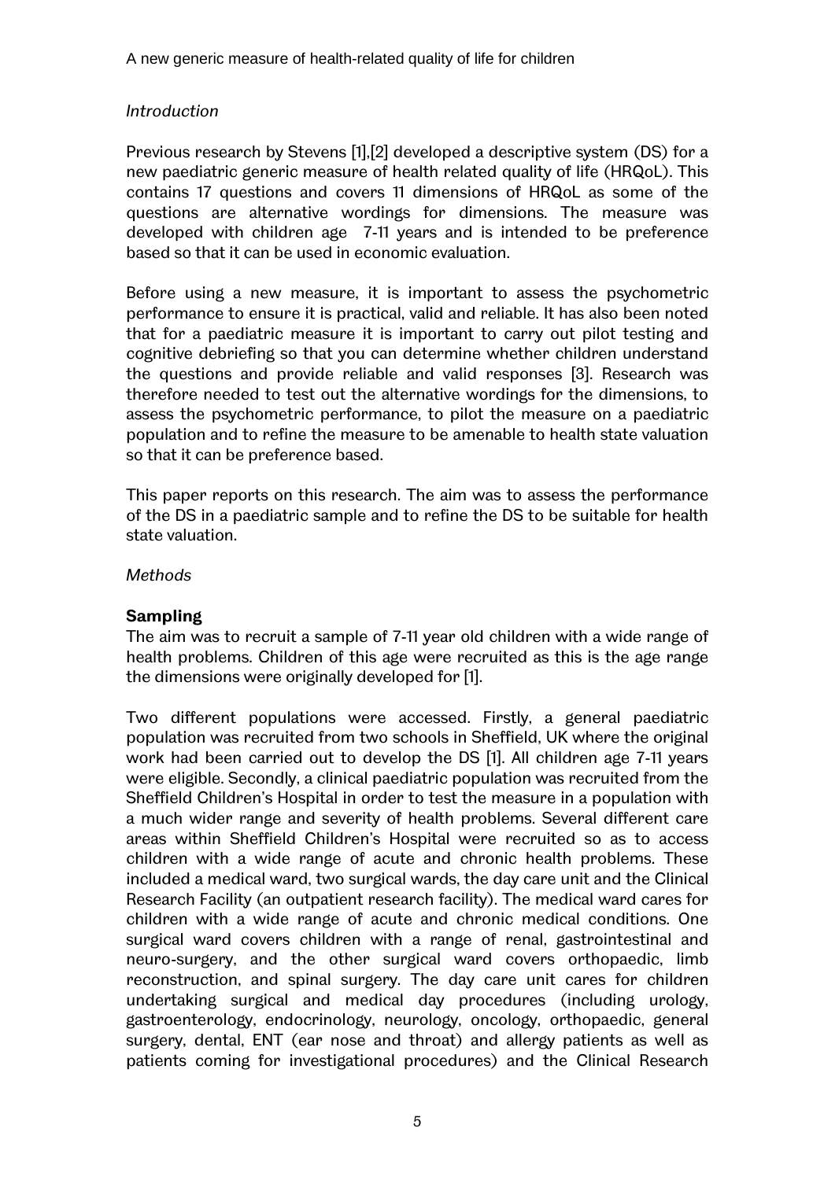*Introduction*

Previous research by Stevens [1],[2] developed a descriptive system (DS) for a new paediatric generic measure of health related quality of life (HRQoL). This contains 17 questions and covers 11 dimensions of HRQoL as some of the questions are alternative wordings for dimensions. The measure was developed with children age 7-11 years and is intended to be preference based so that it can be used in economic evaluation.

Before using a new measure, it is important to assess the psychometric performance to ensure it is practical, valid and reliable. It has also been noted that for a paediatric measure it is important to carry out pilot testing and cognitive debriefing so that you can determine whether children understand the questions and provide reliable and valid responses [3]. Research was therefore needed to test out the alternative wordings for the dimensions, to assess the psychometric performance, to pilot the measure on a paediatric population and to refine the measure to be amenable to health state valuation so that it can be preference based.

This paper reports on this research. The aim was to assess the performance of the DS in a paediatric sample and to refine the DS to be suitable for health state valuation.

*Methods*

**Sampling**

The aim was to recruit a sample of 7-11 year old children with a wide range of health problems. Children of this age were recruited as this is the age range the dimensions were originally developed for [1].

Two different populations were accessed. Firstly, a general paediatric population was recruited from two schools in Sheffield, UK where the original work had been carried out to develop the DS [1]. All children age 7-11 years were eligible. Secondly, a clinical paediatric population was recruited from the Sheffield Children's Hospital in order to test the measure in a population with a much wider range and severity of health problems. Several different care areas within Sheffield Children's Hospital were recruited so as to access children with a wide range of acute and chronic health problems. These included a medical ward, two surgical wards, the day care unit and the Clinical Research Facility (an outpatient research facility). The medical ward cares for children with a wide range of acute and chronic medical conditions. One surgical ward covers children with a range of renal, gastrointestinal and neuro-surgery, and the other surgical ward covers orthopaedic, limb reconstruction, and spinal surgery. The day care unit cares for children undertaking surgical and medical day procedures (including urology, gastroenterology, endocrinology, neurology, oncology, orthopaedic, general surgery, dental, ENT (ear nose and throat) and allergy patients as well as patients coming for investigational procedures) and the Clinical Research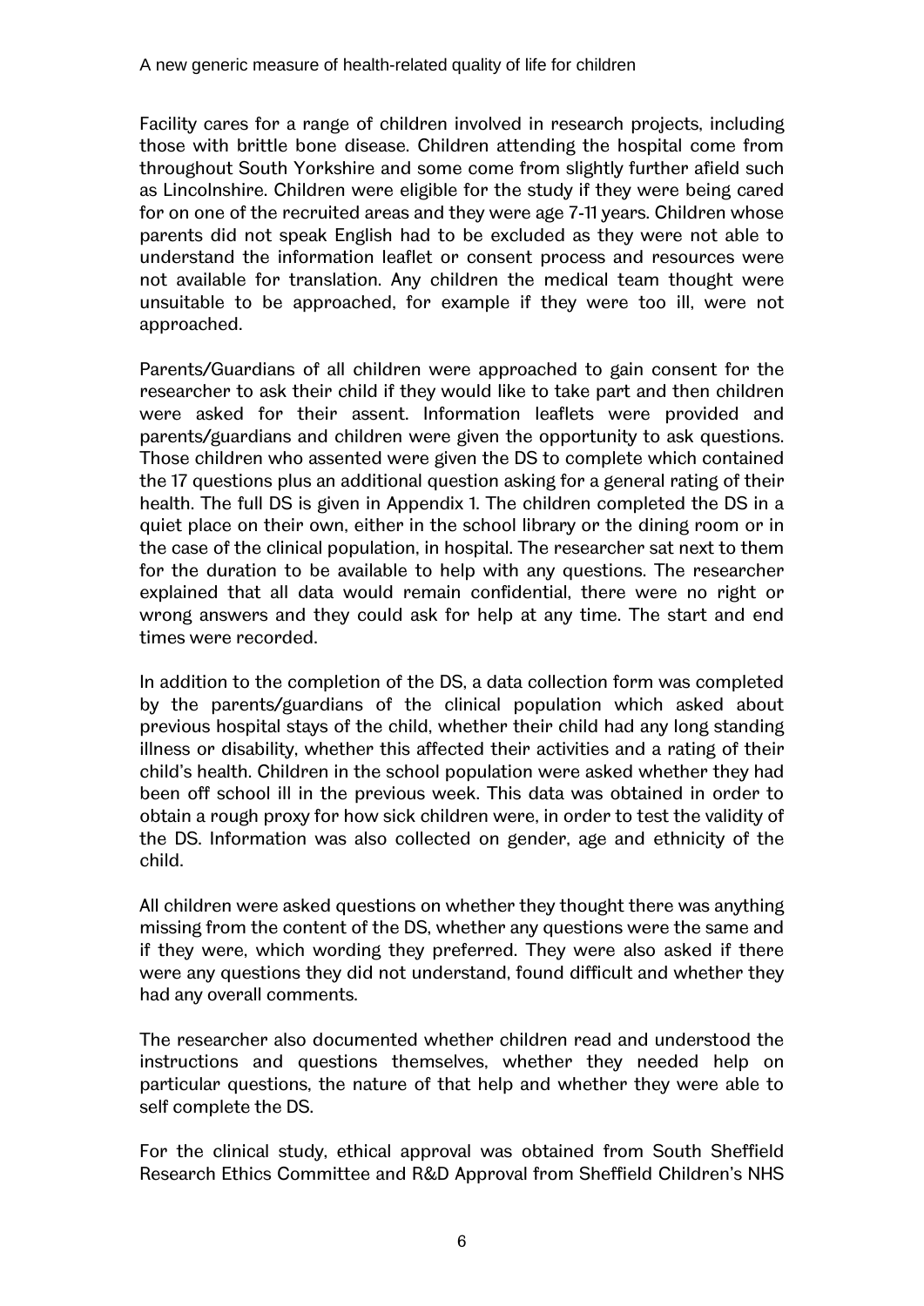Facility cares for a range of children involved in research projects, including those with brittle bone disease. Children attending the hospital come from throughout South Yorkshire and some come from slightly further afield such as Lincolnshire. Children were eligible for the study if they were being cared for on one of the recruited areas and they were age 7-11 years. Children whose parents did not speak English had to be excluded as they were not able to understand the information leaflet or consent process and resources were not available for translation. Any children the medical team thought were unsuitable to be approached, for example if they were too ill, were not approached.

Parents/Guardians of all children were approached to gain consent for the researcher to ask their child if they would like to take part and then children were asked for their assent. Information leaflets were provided and parents/guardians and children were given the opportunity to ask questions. Those children who assented were given the DS to complete which contained the 17 questions plus an additional question asking for a general rating of their health. The full DS is given in Appendix 1. The children completed the DS in a quiet place on their own, either in the school library or the dining room or in the case of the clinical population, in hospital. The researcher sat next to them for the duration to be available to help with any questions. The researcher explained that all data would remain confidential, there were no right or wrong answers and they could ask for help at any time. The start and end times were recorded.

In addition to the completion of the DS, a data collection form was completed by the parents/guardians of the clinical population which asked about previous hospital stays of the child, whether their child had any long standing illness or disability, whether this affected their activities and a rating of their child's health. Children in the school population were asked whether they had been off school ill in the previous week. This data was obtained in order to obtain a rough proxy for how sick children were, in order to test the validity of the DS. Information was also collected on gender, age and ethnicity of the child.

All children were asked questions on whether they thought there was anything missing from the content of the DS, whether any questions were the same and if they were, which wording they preferred. They were also asked if there were any questions they did not understand, found difficult and whether they had any overall comments.

The researcher also documented whether children read and understood the instructions and questions themselves, whether they needed help on particular questions, the nature of that help and whether they were able to self complete the DS.

For the clinical study, ethical approval was obtained from South Sheffield Research Ethics Committee and R&D Approval from Sheffield Children's NHS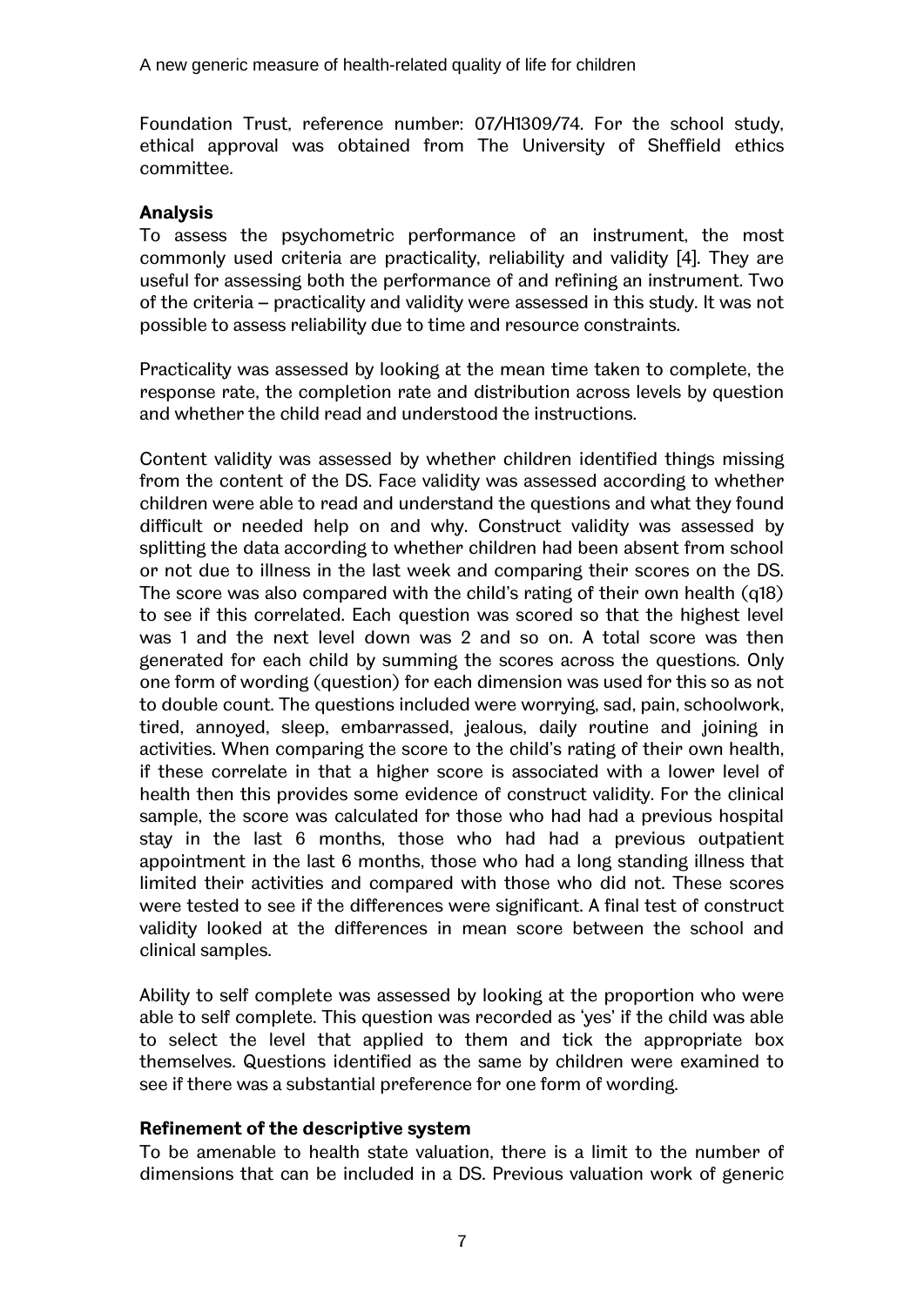Foundation Trust, reference number: 07/H1309/74. For the school study, ethical approval was obtained from The University of Sheffield ethics committee.

**Analysis**

To assess the psychometric performance of an instrument, the most commonly used criteria are practicality, reliability and validity [4]. They are useful for assessing both the performance of and refining an instrument. Two of the criteria – practicality and validity were assessed in this study. It was not possible to assess reliability due to time and resource constraints.

Practicality was assessed by looking at the mean time taken to complete, the response rate, the completion rate and distribution across levels by question and whether the child read and understood the instructions.

Content validity was assessed by whether children identified things missing from the content of the DS. Face validity was assessed according to whether children were able to read and understand the questions and what they found difficult or needed help on and why. Construct validity was assessed by splitting the data according to whether children had been absent from school or not due to illness in the last week and comparing their scores on the DS. The score was also compared with the child's rating of their own health (q18) to see if this correlated. Each question was scored so that the highest level was 1 and the next level down was 2 and so on. A total score was then generated for each child by summing the scores across the questions. Only one form of wording (question) for each dimension was used for this so as not to double count. The questions included were worrying, sad, pain, schoolwork, tired, annoyed, sleep, embarrassed, jealous, daily routine and joining in activities. When comparing the score to the child's rating of their own health, if these correlate in that a higher score is associated with a lower level of health then this provides some evidence of construct validity. For the clinical sample, the score was calculated for those who had had a previous hospital stay in the last 6 months, those who had had a previous outpatient appointment in the last 6 months, those who had a long standing illness that limited their activities and compared with those who did not. These scores were tested to see if the differences were significant. A final test of construct validity looked at the differences in mean score between the school and clinical samples.

Ability to self complete was assessed by looking at the proportion who were able to self complete. This question was recorded as 'yes' if the child was able to select the level that applied to them and tick the appropriate box themselves. Questions identified as the same by children were examined to see if there was a substantial preference for one form of wording.

**Refinement of the descriptive system**

To be amenable to health state valuation, there is a limit to the number of dimensions that can be included in a DS. Previous valuation work of generic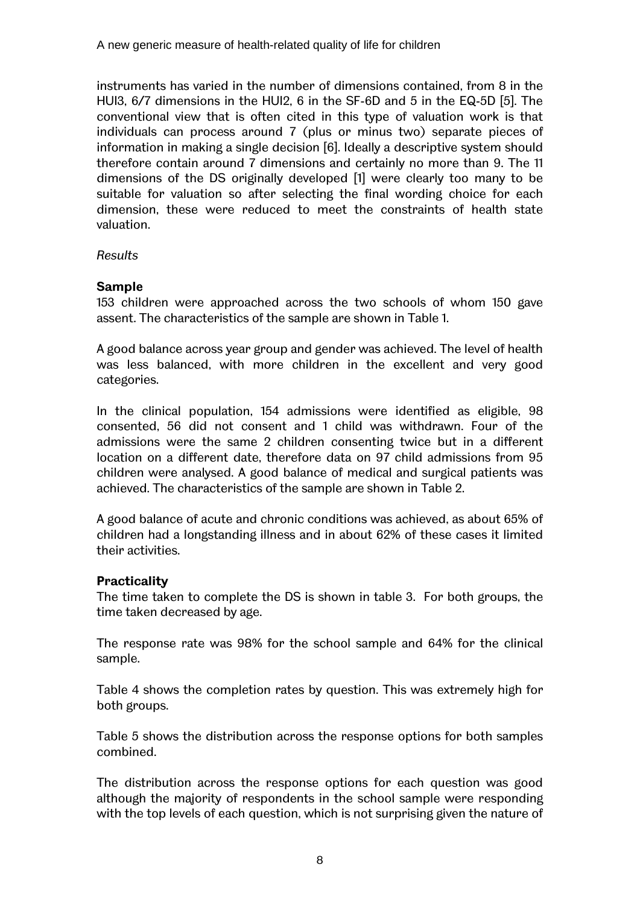instruments has varied in the number of dimensions contained, from 8 in the HUI3, 6/7 dimensions in the HUI2, 6 in the SF-6D and 5 in the EQ-5D [5]. The conventional view that is often cited in this type of valuation work is that individuals can process around 7 (plus or minus two) separate pieces of information in making a single decision [6]. Ideally a descriptive system should therefore contain around 7 dimensions and certainly no more than 9. The 11 dimensions of the DS originally developed [1] were clearly too many to be suitable for valuation so after selecting the final wording choice for each dimension, these were reduced to meet the constraints of health state valuation.

*Results*

**Sample**

153 children were approached across the two schools of whom 150 gave assent. The characteristics of the sample are shown in Table 1.

A good balance across year group and gender was achieved. The level of health was less balanced, with more children in the excellent and very good categories.

In the clinical population, 154 admissions were identified as eligible, 98 consented, 56 did not consent and 1 child was withdrawn. Four of the admissions were the same 2 children consenting twice but in a different location on a different date, therefore data on 97 child admissions from 95 children were analysed. A good balance of medical and surgical patients was achieved. The characteristics of the sample are shown in Table 2.

A good balance of acute and chronic conditions was achieved, as about 65% of children had a longstanding illness and in about 62% of these cases it limited their activities.

**Practicality**

The time taken to complete the DS is shown in table 3. For both groups, the time taken decreased by age.

The response rate was 98% for the school sample and 64% for the clinical sample.

Table 4 shows the completion rates by question. This was extremely high for both groups.

Table 5 shows the distribution across the response options for both samples combined.

The distribution across the response options for each question was good although the majority of respondents in the school sample were responding with the top levels of each question, which is not surprising given the nature of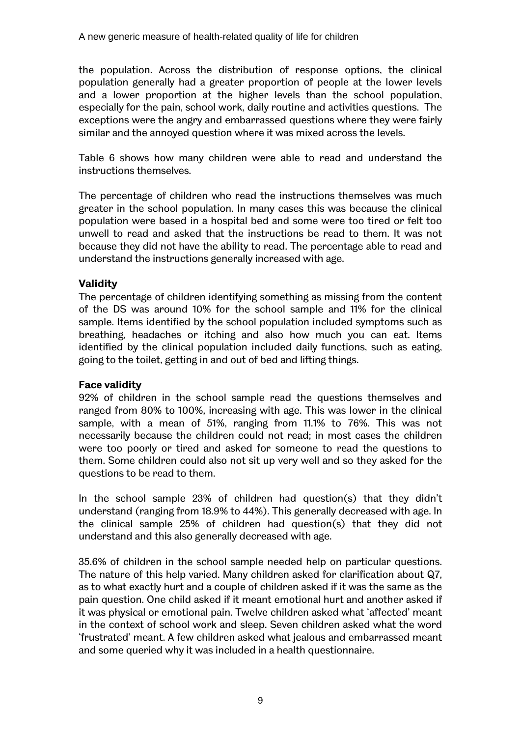the population. Across the distribution of response options, the clinical population generally had a greater proportion of people at the lower levels and a lower proportion at the higher levels than the school population, especially for the pain, school work, daily routine and activities questions. The exceptions were the angry and embarrassed questions where they were fairly similar and the annoyed question where it was mixed across the levels.

Table 6 shows how many children were able to read and understand the instructions themselves.

The percentage of children who read the instructions themselves was much greater in the school population. In many cases this was because the clinical population were based in a hospital bed and some were too tired or felt too unwell to read and asked that the instructions be read to them. It was not because they did not have the ability to read. The percentage able to read and understand the instructions generally increased with age.

**Validity**

The percentage of children identifying something as missing from the content of the DS was around 10% for the school sample and 11% for the clinical sample. Items identified by the school population included symptoms such as breathing, headaches or itching and also how much you can eat. Items identified by the clinical population included daily functions, such as eating, going to the toilet, getting in and out of bed and lifting things.

**Face validity**

92% of children in the school sample read the questions themselves and ranged from 80% to 100%, increasing with age. This was lower in the clinical sample, with a mean of 51%, ranging from 11.1% to 76%. This was not necessarily because the children could not read; in most cases the children were too poorly or tired and asked for someone to read the questions to them. Some children could also not sit up very well and so they asked for the questions to be read to them.

In the school sample 23% of children had question(s) that they didn't understand (ranging from 18.9% to 44%). This generally decreased with age. In the clinical sample 25% of children had question(s) that they did not understand and this also generally decreased with age.

35.6% of children in the school sample needed help on particular questions. The nature of this help varied. Many children asked for clarification about Q7, as to what exactly hurt and a couple of children asked if it was the same as the pain question. One child asked if it meant emotional hurt and another asked if it was physical or emotional pain. Twelve children asked what 'affected' meant in the context of school work and sleep. Seven children asked what the word 'frustrated' meant. A few children asked what jealous and embarrassed meant and some queried why it was included in a health questionnaire.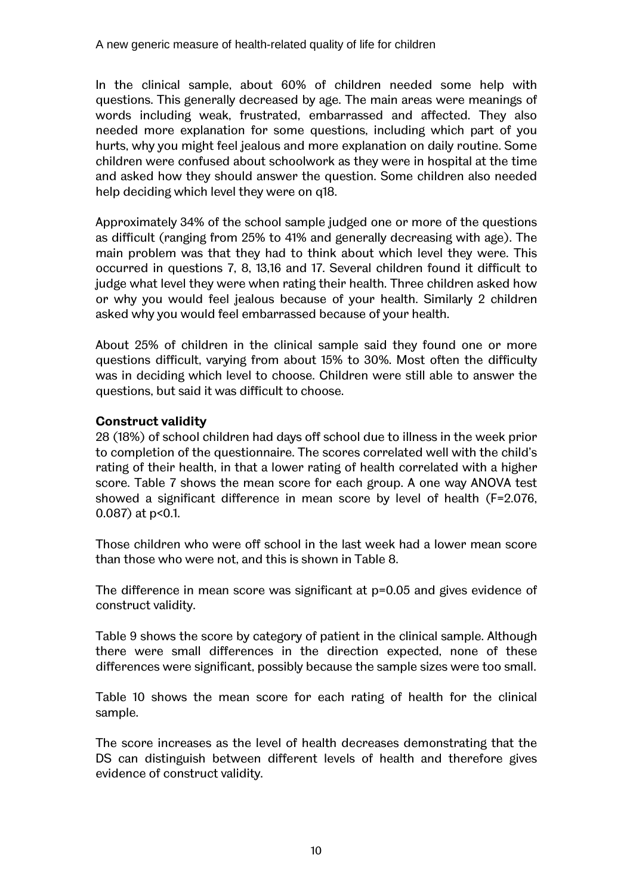In the clinical sample, about 60% of children needed some help with questions. This generally decreased by age. The main areas were meanings of words including weak, frustrated, embarrassed and affected. They also needed more explanation for some questions, including which part of you hurts, why you might feel jealous and more explanation on daily routine. Some children were confused about schoolwork as they were in hospital at the time and asked how they should answer the question. Some children also needed help deciding which level they were on q18.

Approximately 34% of the school sample judged one or more of the questions as difficult (ranging from 25% to 41% and generally decreasing with age). The main problem was that they had to think about which level they were. This occurred in questions 7, 8, 13,16 and 17. Several children found it difficult to judge what level they were when rating their health. Three children asked how or why you would feel jealous because of your health. Similarly 2 children asked why you would feel embarrassed because of your health.

About 25% of children in the clinical sample said they found one or more questions difficult, varying from about 15% to 30%. Most often the difficulty was in deciding which level to choose. Children were still able to answer the questions, but said it was difficult to choose.

**Construct validity**

28 (18%) of school children had days off school due to illness in the week prior to completion of the questionnaire. The scores correlated well with the child's rating of their health, in that a lower rating of health correlated with a higher score. Table 7 shows the mean score for each group. A one way ANOVA test showed a significant difference in mean score by level of health ($F=2.076$, 0.087) at $p<0.1$.

Those children who were off school in the last week had a lower mean score than those who were not, and this is shown in Table 8.

The difference in mean score was significant at $p=0.05$ and gives evidence of construct validity.

Table 9 shows the score by category of patient in the clinical sample. Although there were small differences in the direction expected, none of these differences were significant, possibly because the sample sizes were too small.

Table 10 shows the mean score for each rating of health for the clinical sample.

The score increases as the level of health decreases demonstrating that the DS can distinguish between different levels of health and therefore gives evidence of construct validity.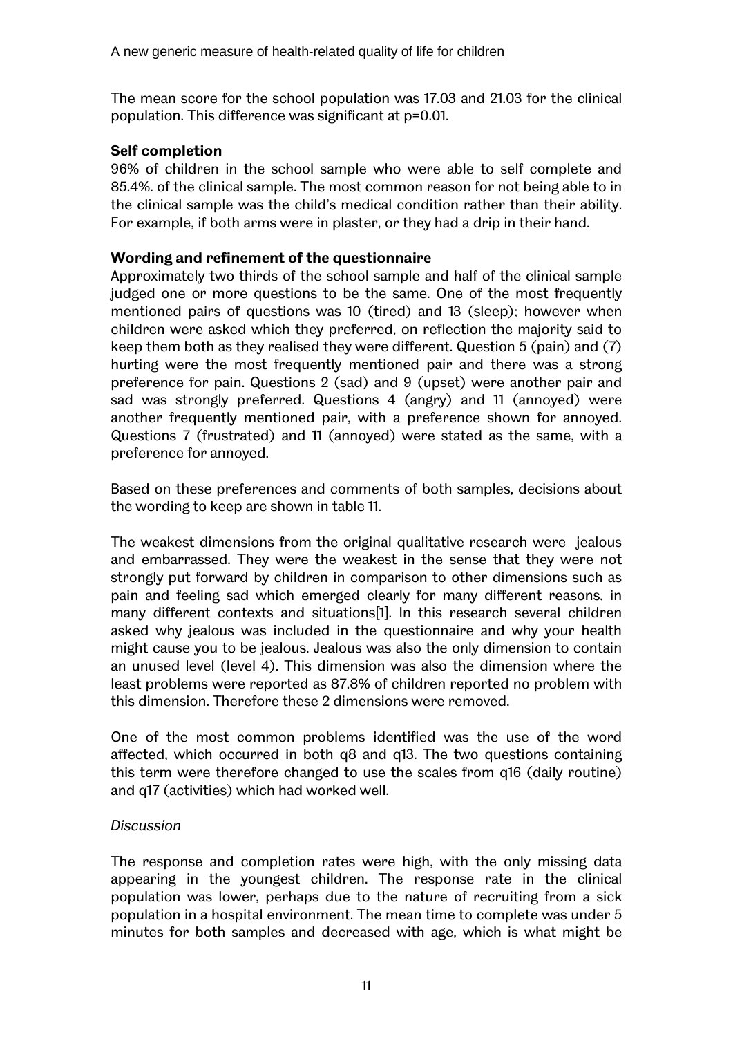The mean score for the school population was 17.03 and 21.03 for the clinical population. This difference was significant at p=0.01.

**Self completion**

96% of children in the school sample who were able to self complete and 85.4%. of the clinical sample. The most common reason for not being able to in the clinical sample was the child's medical condition rather than their ability. For example, if both arms were in plaster, or they had a drip in their hand.

**Wording and refinement of the questionnaire**

Approximately two thirds of the school sample and half of the clinical sample judged one or more questions to be the same. One of the most frequently mentioned pairs of questions was 10 (tired) and 13 (sleep); however when children were asked which they preferred, on reflection the majority said to keep them both as they realised they were different. Question 5 (pain) and (7) hurting were the most frequently mentioned pair and there was a strong preference for pain. Questions 2 (sad) and 9 (upset) were another pair and sad was strongly preferred. Questions 4 (angry) and 11 (annoyed) were another frequently mentioned pair, with a preference shown for annoyed. Questions 7 (frustrated) and 11 (annoyed) were stated as the same, with a preference for annoyed.

Based on these preferences and comments of both samples, decisions about the wording to keep are shown in table 11.

The weakest dimensions from the original qualitative research were jealous and embarrassed. They were the weakest in the sense that they were not strongly put forward by children in comparison to other dimensions such as pain and feeling sad which emerged clearly for many different reasons, in many different contexts and situations[1]. In this research several children asked why jealous was included in the questionnaire and why your health might cause you to be jealous. Jealous was also the only dimension to contain an unused level (level 4). This dimension was also the dimension where the least problems were reported as 87.8% of children reported no problem with this dimension. Therefore these 2 dimensions were removed.

One of the most common problems identified was the use of the word affected, which occurred in both q8 and q13. The two questions containing this term were therefore changed to use the scales from q16 (daily routine) and q17 (activities) which had worked well.

*Discussion*

The response and completion rates were high, with the only missing data appearing in the youngest children. The response rate in the clinical population was lower, perhaps due to the nature of recruiting from a sick population in a hospital environment. The mean time to complete was under 5 minutes for both samples and decreased with age, which is what might be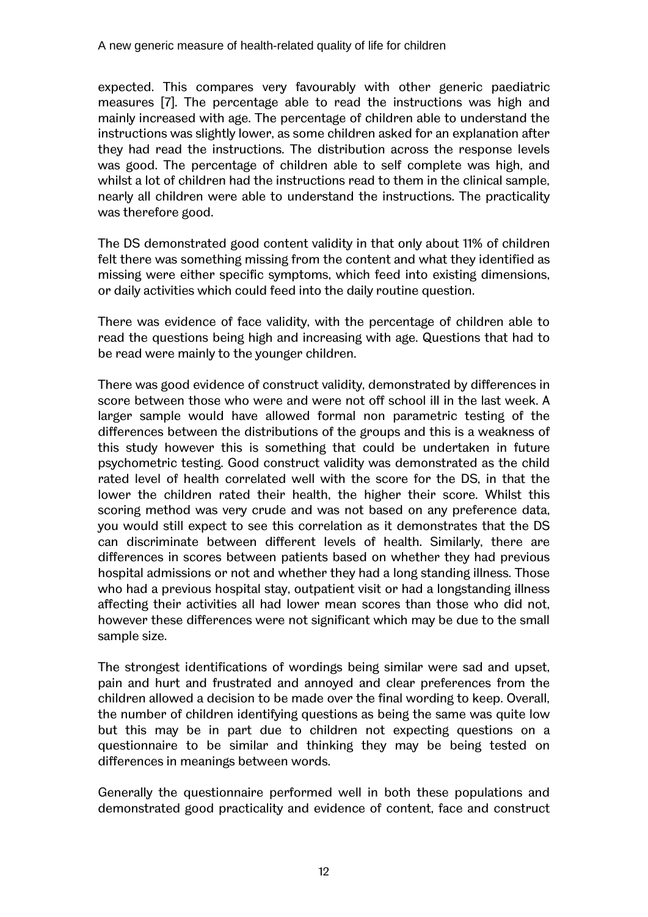expected. This compares very favourably with other generic paediatric measures [7]. The percentage able to read the instructions was high and mainly increased with age. The percentage of children able to understand the instructions was slightly lower, as some children asked for an explanation after they had read the instructions. The distribution across the response levels was good. The percentage of children able to self complete was high, and whilst a lot of children had the instructions read to them in the clinical sample, nearly all children were able to understand the instructions. The practicality was therefore good.

The DS demonstrated good content validity in that only about 11% of children felt there was something missing from the content and what they identified as missing were either specific symptoms, which feed into existing dimensions, or daily activities which could feed into the daily routine question.

There was evidence of face validity, with the percentage of children able to read the questions being high and increasing with age. Questions that had to be read were mainly to the younger children.

There was good evidence of construct validity, demonstrated by differences in score between those who were and were not off school ill in the last week. A larger sample would have allowed formal non parametric testing of the differences between the distributions of the groups and this is a weakness of this study however this is something that could be undertaken in future psychometric testing. Good construct validity was demonstrated as the child rated level of health correlated well with the score for the DS, in that the lower the children rated their health, the higher their score. Whilst this scoring method was very crude and was not based on any preference data, you would still expect to see this correlation as it demonstrates that the DS can discriminate between different levels of health. Similarly, there are differences in scores between patients based on whether they had previous hospital admissions or not and whether they had a long standing illness. Those who had a previous hospital stay, outpatient visit or had a longstanding illness affecting their activities all had lower mean scores than those who did not, however these differences were not significant which may be due to the small sample size.

The strongest identifications of wordings being similar were sad and upset, pain and hurt and frustrated and annoyed and clear preferences from the children allowed a decision to be made over the final wording to keep. Overall, the number of children identifying questions as being the same was quite low but this may be in part due to children not expecting questions on a questionnaire to be similar and thinking they may be being tested on differences in meanings between words.

Generally the questionnaire performed well in both these populations and demonstrated good practicality and evidence of content, face and construct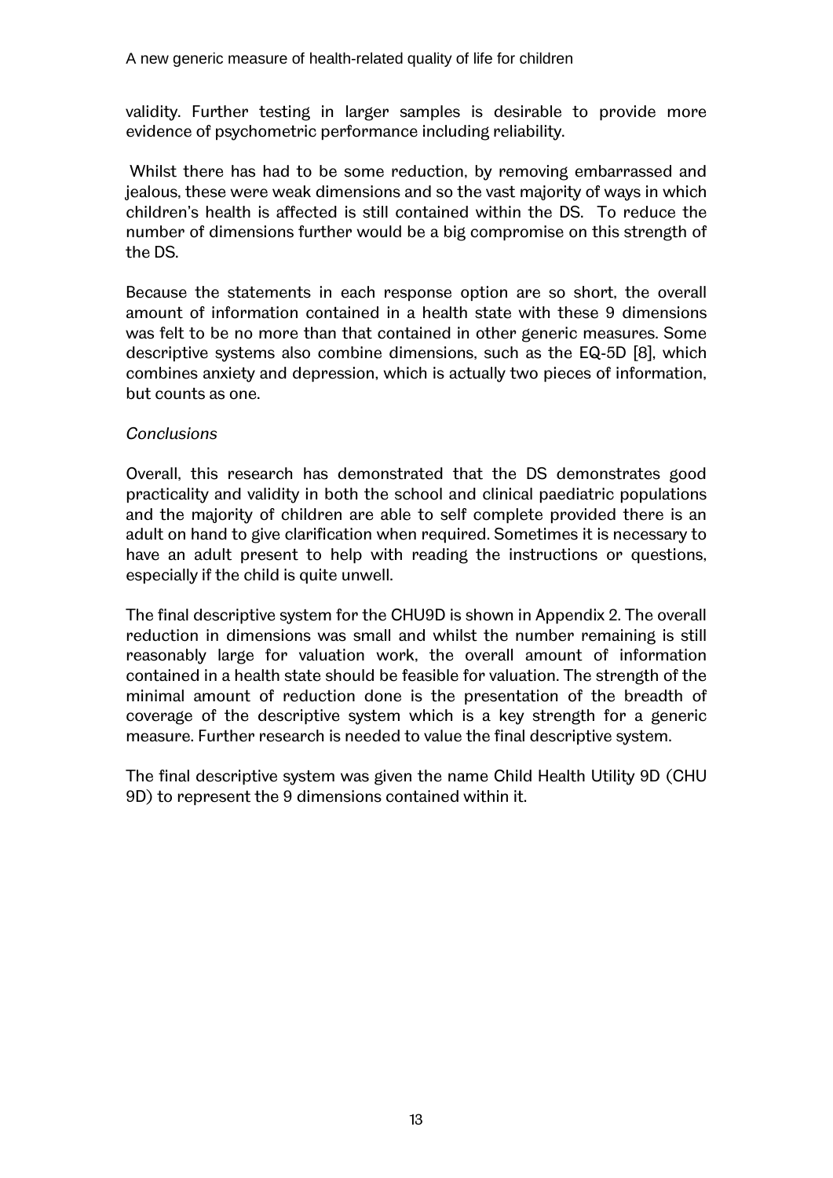validity. Further testing in larger samples is desirable to provide more evidence of psychometric performance including reliability.

Whilst there has had to be some reduction, by removing embarrassed and jealous, these were weak dimensions and so the vast majority of ways in which children's health is affected is still contained within the DS. To reduce the number of dimensions further would be a big compromise on this strength of the DS.

Because the statements in each response option are so short, the overall amount of information contained in a health state with these 9 dimensions was felt to be no more than that contained in other generic measures. Some descriptive systems also combine dimensions, such as the EQ-5D [8], which combines anxiety and depression, which is actually two pieces of information, but counts as one.

*Conclusions*

Overall, this research has demonstrated that the DS demonstrates good practicality and validity in both the school and clinical paediatric populations and the majority of children are able to self complete provided there is an adult on hand to give clarification when required. Sometimes it is necessary to have an adult present to help with reading the instructions or questions, especially if the child is quite unwell.

The final descriptive system for the CHU9D is shown in Appendix 2. The overall reduction in dimensions was small and whilst the number remaining is still reasonably large for valuation work, the overall amount of information contained in a health state should be feasible for valuation. The strength of the minimal amount of reduction done is the presentation of the breadth of coverage of the descriptive system which is a key strength for a generic measure. Further research is needed to value the final descriptive system.

The final descriptive system was given the name Child Health Utility 9D (CHU 9D) to represent the 9 dimensions contained within it.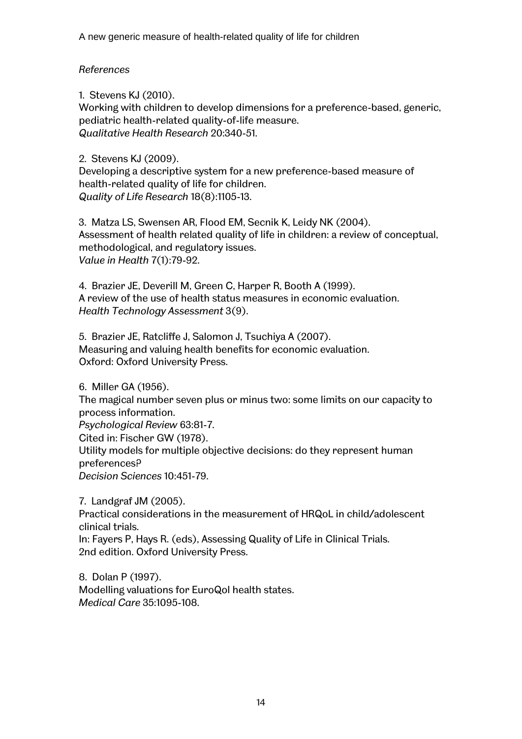*References*

1. Stevens KJ (2010).
Working with children to develop dimensions for a preference-based, generic, pediatric health-related quality-of-life measure.
*Qualitative Health Research* 20:340-51.

2. Stevens KJ (2009).
Developing a descriptive system for a new preference-based measure of health-related quality of life for children.
*Quality of Life Research* 18(8):1105-13.

3. Matza LS, Swensen AR, Flood EM, Secnik K, Leidy NK (2004).
Assessment of health related quality of life in children: a review of conceptual, methodological, and regulatory issues.
*Value in Health* 7(1):79-92.

4. Brazier JE, Deverill M, Green C, Harper R, Booth A (1999).
A review of the use of health status measures in economic evaluation.
*Health Technology Assessment* 3(9).

5. Brazier JE, Ratcliffe J, Salomon J, Tsuchiya A (2007).
Measuring and valuing health benefits for economic evaluation.
Oxford: Oxford University Press.

6. Miller GA (1956).
The magical number seven plus or minus two: some limits on our capacity to process information.
*Psychological Review* 63:81-7.
Cited in: Fischer GW (1978).
Utility models for multiple objective decisions: do they represent human preferences?
*Decision Sciences* 10:451-79.

7. Landgraf JM (2005).
Practical considerations in the measurement of HRQoL in child/adolescent clinical trials.
In: Fayers P, Hays R. (eds), Assessing Quality of Life in Clinical Trials.
2nd edition. Oxford University Press.

8. Dolan P (1997).
Modelling valuations for EuroQol health states.
*Medical Care* 35:1095-108.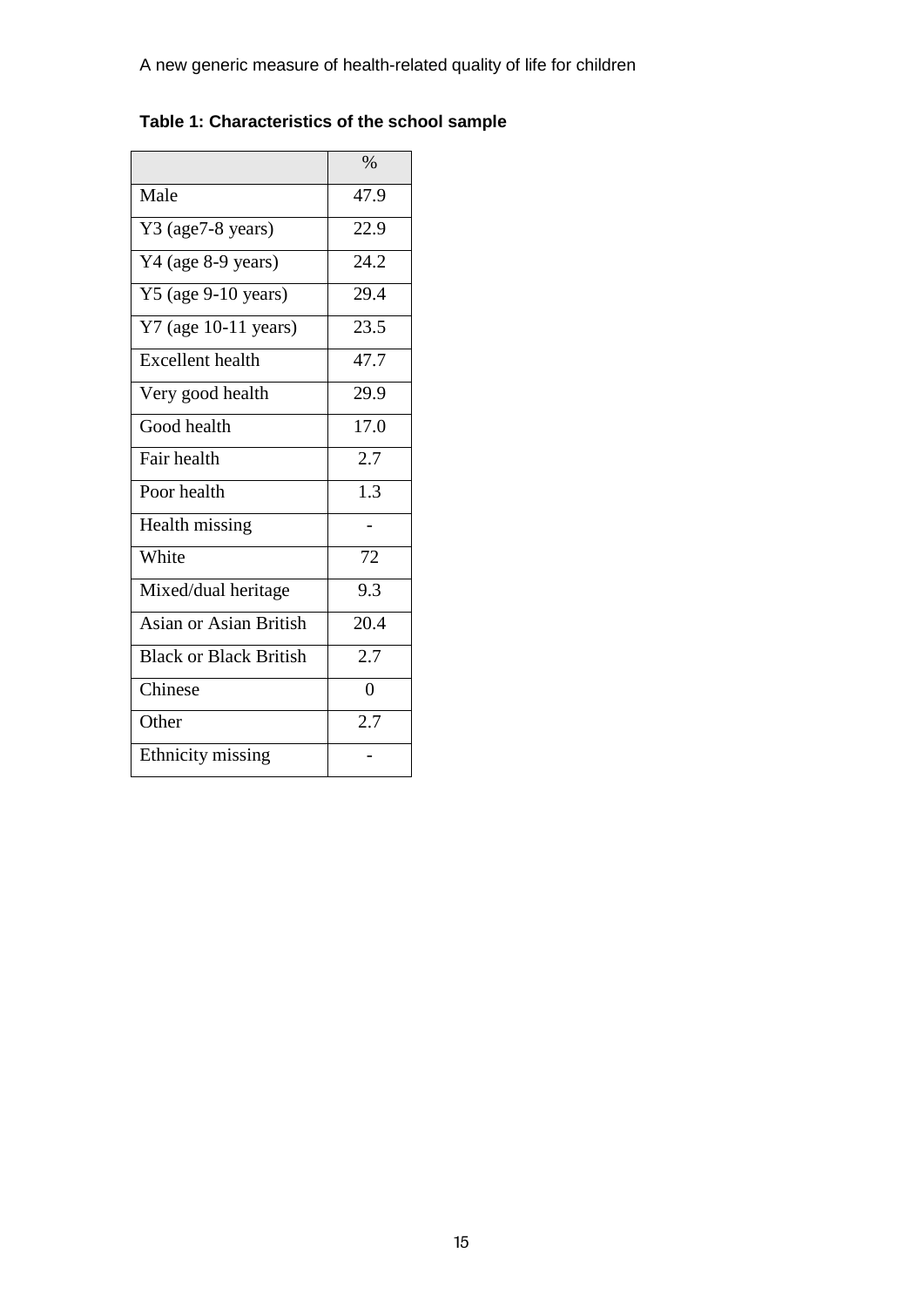**Table 1: Characteristics of the school sample**

| | % |
|---|---|
| Male | 47.9 |
| Y3 (age7-8 years) | 22.9 |
| Y4 (age 8-9 years) | 24.2 |
| Y5 (age 9-10 years) | 29.4 |
| Y7 (age 10-11 years) | 23.5 |
| Excellent health | 47.7 |
| Very good health | 29.9 |
| Good health | 17.0 |
| Fair health | 2.7 |
| Poor health | 1.3 |
| Health missing | - |
| White | 72 |
| Mixed/dual heritage | 9.3 |
| Asian or Asian British | 20.4 |
| Black or Black British | 2.7 |
| Chinese | 0 |
| Other | 2.7 |
| Ethnicity missing | - |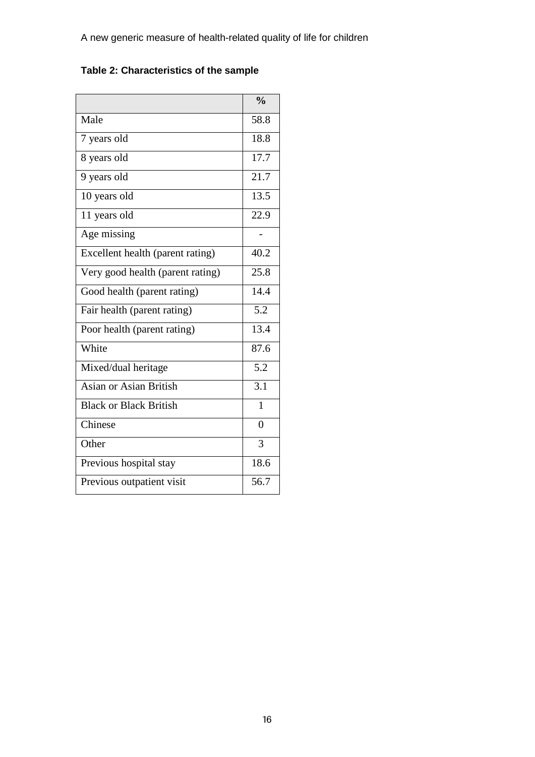**Table 2: Characteristics of the sample**

| | % |
|---|---|
| Male | 58.8 |
| 7 years old | 18.8 |
| 8 years old | 17.7 |
| 9 years old | 21.7 |
| 10 years old | 13.5 |
| 11 years old | 22.9 |
| Age missing | - |
| Excellent health (parent rating) | 40.2 |
| Very good health (parent rating) | 25.8 |
| Good health (parent rating) | 14.4 |
| Fair health (parent rating) | 5.2 |
| Poor health (parent rating) | 13.4 |
| White | 87.6 |
| Mixed/dual heritage | 5.2 |
| Asian or Asian British | 3.1 |
| Black or Black British | 1 |
| Chinese | 0 |
| Other | 3 |
| Previous hospital stay | 18.6 |
| Previous outpatient visit | 56.7 |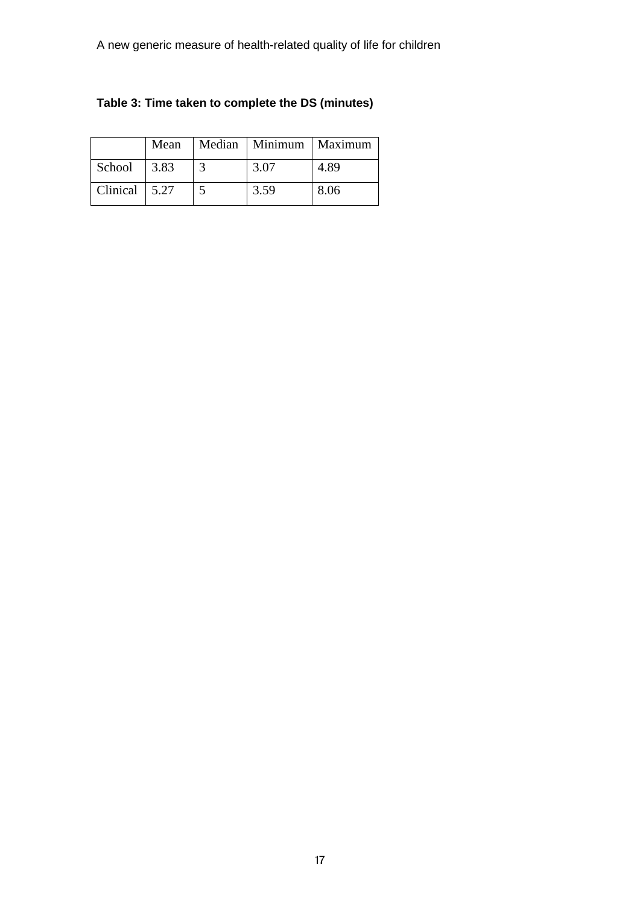**Table 3: Time taken to complete the DS (minutes)**

| | Mean | Median | Minimum | Maximum |
|---|---|---|---|---|
| School | 3.83 | 3 | 3.07 | 4.89 |
| Clinical | 5.27 | 5 | 3.59 | 8.06 |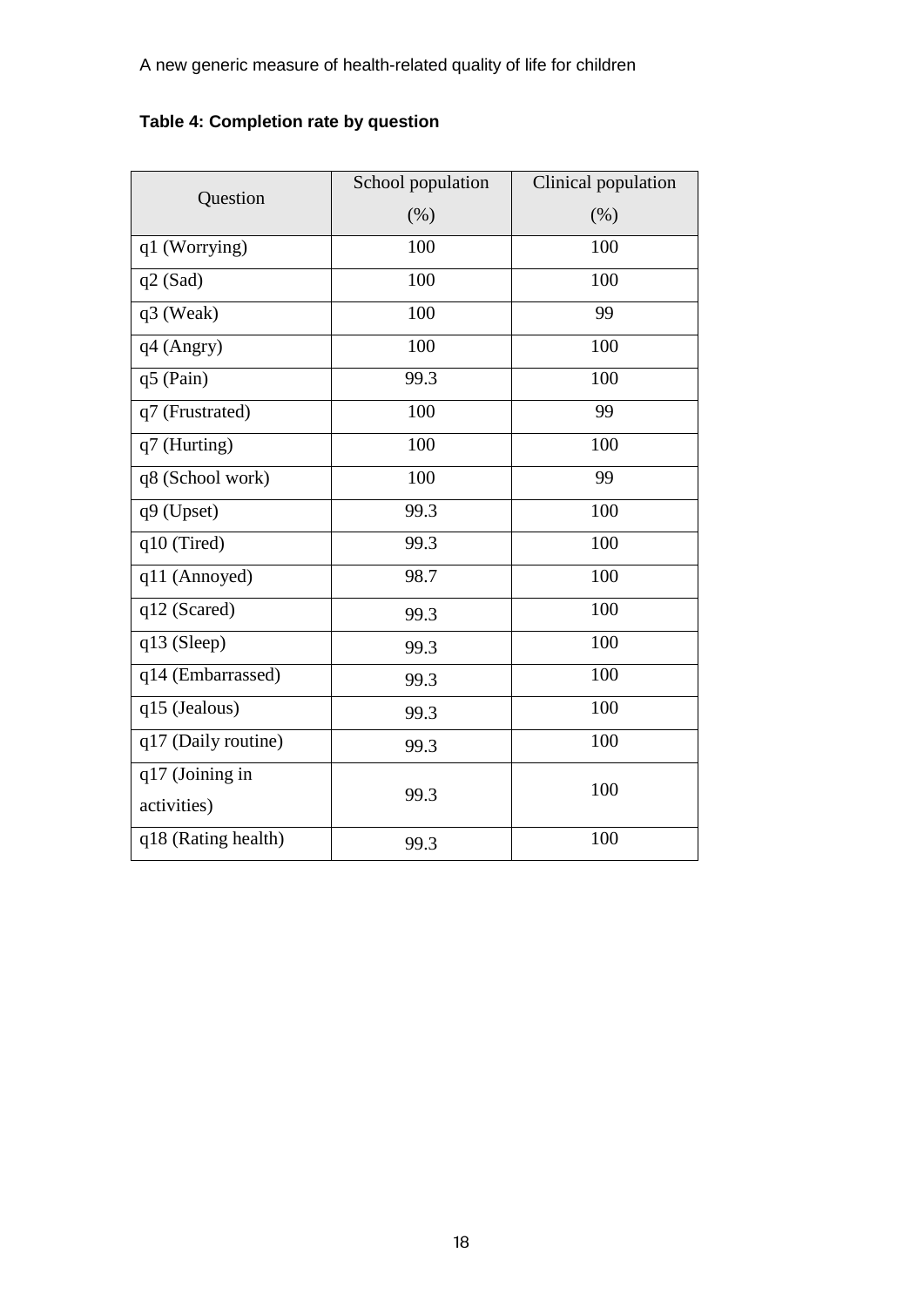**Table 4: Completion rate by question**

| Question | School population (%) | Clinical population (%) |
|---|---|---|
| q1 (Worrying) | 100 | 100 |
| q2 (Sad) | 100 | 100 |
| q3 (Weak) | 100 | 99 |
| q4 (Angry) | 100 | 100 |
| q5 (Pain) | 99.3 | 100 |
| q7 (Frustrated) | 100 | 99 |
| q7 (Hurting) | 100 | 100 |
| q8 (School work) | 100 | 99 |
| q9 (Upset) | 99.3 | 100 |
| q10 (Tired) | 99.3 | 100 |
| q11 (Annoyed) | 98.7 | 100 |
| q12 (Scared) | 99.3 | 100 |
| q13 (Sleep) | 99.3 | 100 |
| q14 (Embarrassed) | 99.3 | 100 |
| q15 (Jealous) | 99.3 | 100 |
| q17 (Daily routine) | 99.3 | 100 |
| q17 (Joining in activities) | 99.3 | 100 |
| q18 (Rating health) | 99.3 | 100 |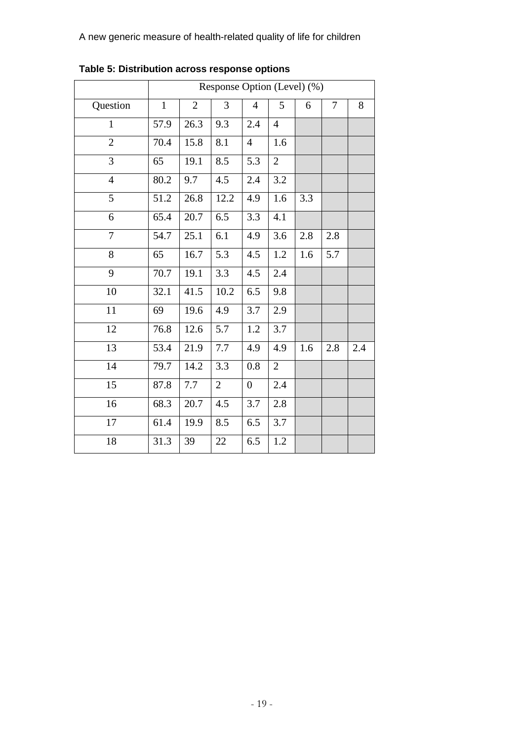**Table 5: Distribution across response options**

| | Response Option (Level) (%) | | | | | | | |
|---|---|---|---|---|---|---|---|---|
| Question | 1 | 2 | 3 | 4 | 5 | 6 | 7 | 8 |
| 1 | 57.9 | 26.3 | 9.3 | 2.4 | 4 | | | |
| 2 | 70.4 | 15.8 | 8.1 | 4 | 1.6 | | | |
| 3 | 65 | 19.1 | 8.5 | 5.3 | 2 | | | |
| 4 | 80.2 | 9.7 | 4.5 | 2.4 | 3.2 | | | |
| 5 | 51.2 | 26.8 | 12.2 | 4.9 | 1.6 | 3.3 | | |
| 6 | 65.4 | 20.7 | 6.5 | 3.3 | 4.1 | | | |
| 7 | 54.7 | 25.1 | 6.1 | 4.9 | 3.6 | 2.8 | 2.8 | |
| 8 | 65 | 16.7 | 5.3 | 4.5 | 1.2 | 1.6 | 5.7 | |
| 9 | 70.7 | 19.1 | 3.3 | 4.5 | 2.4 | | | |
| 10 | 32.1 | 41.5 | 10.2 | 6.5 | 9.8 | | | |
| 11 | 69 | 19.6 | 4.9 | 3.7 | 2.9 | | | |
| 12 | 76.8 | 12.6 | 5.7 | 1.2 | 3.7 | | | |
| 13 | 53.4 | 21.9 | 7.7 | 4.9 | 4.9 | 1.6 | 2.8 | 2.4 |
| 14 | 79.7 | 14.2 | 3.3 | 0.8 | 2 | | | |
| 15 | 87.8 | 7.7 | 2 | 0 | 2.4 | | | |
| 16 | 68.3 | 20.7 | 4.5 | 3.7 | 2.8 | | | |
| 17 | 61.4 | 19.9 | 8.5 | 6.5 | 3.7 | | | |
| 18 | 31.3 | 39 | 22 | 6.5 | 1.2 | | | |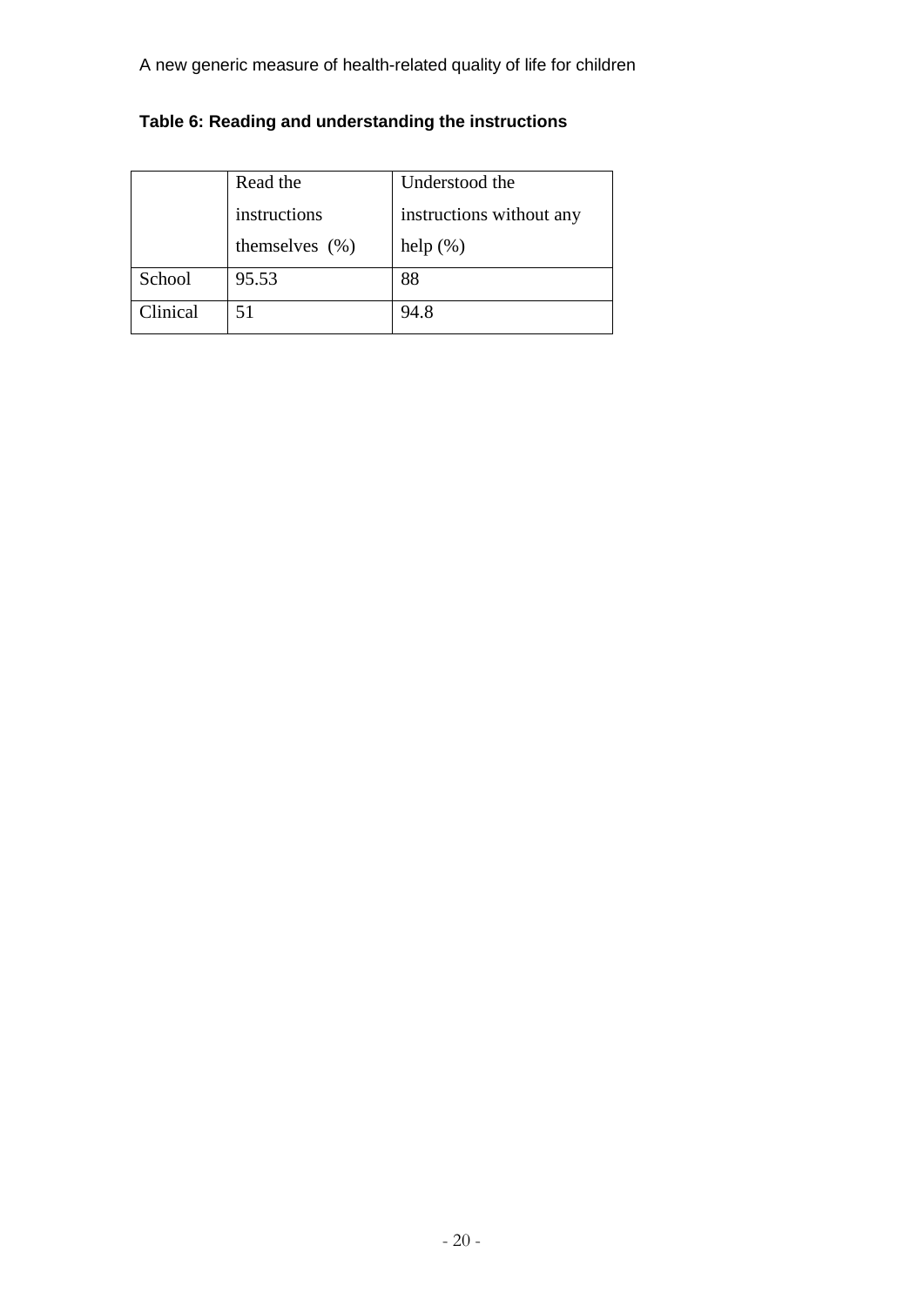**Table 6: Reading and understanding the instructions**

| | Read the instructions themselves (%) | Understood the instructions without any help (%) |
|---|---|---|
| School | 95.53 | 88 |
| Clinical | 51 | 94.8 |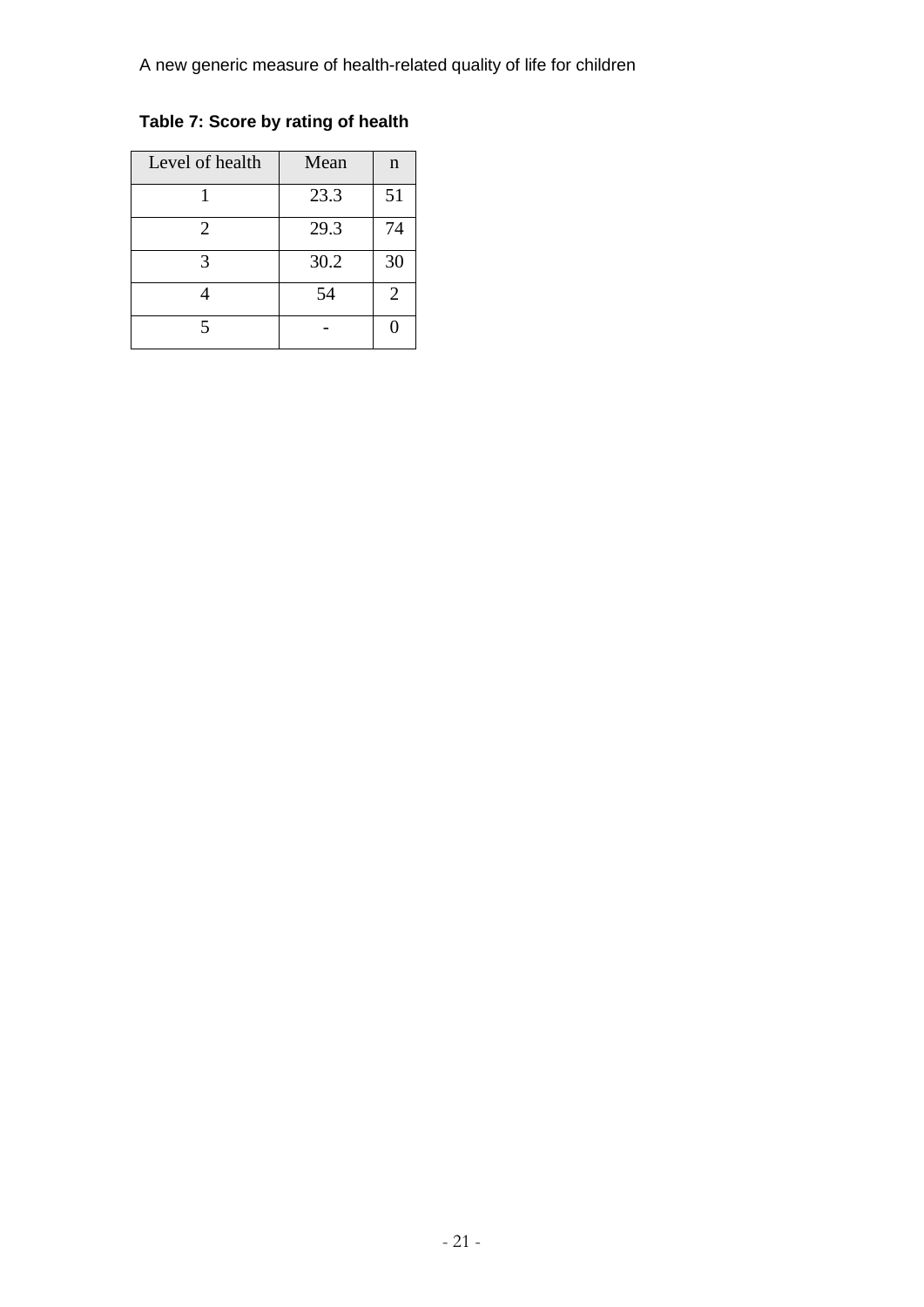**Table 7: Score by rating of health**

| Level of health | Mean | n |
|---|---|---|
| 1 | 23.3 | 51 |
| 2 | 29.3 | 74 |
| 3 | 30.2 | 30 |
| 4 | 54 | 2 |
| 5 | - | 0 |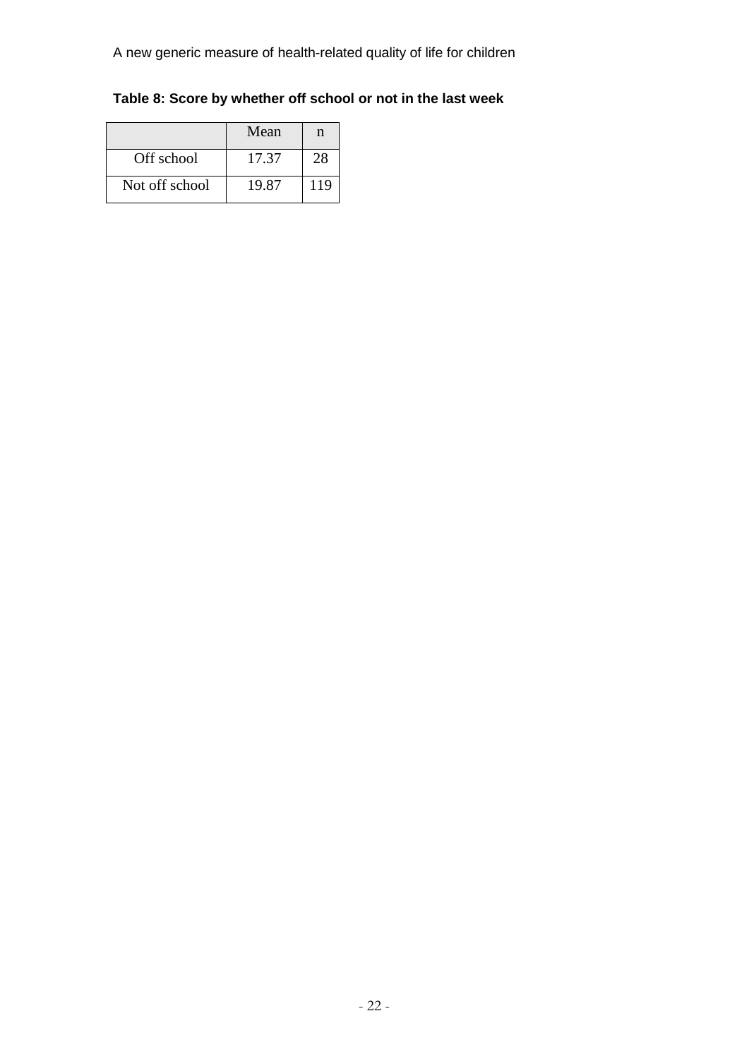**Table 8: Score by whether off school or not in the last week**

| | Mean | n |
|---|---|---|
| Off school | 17.37 | 28 |
| Not off school | 19.87 | 119 |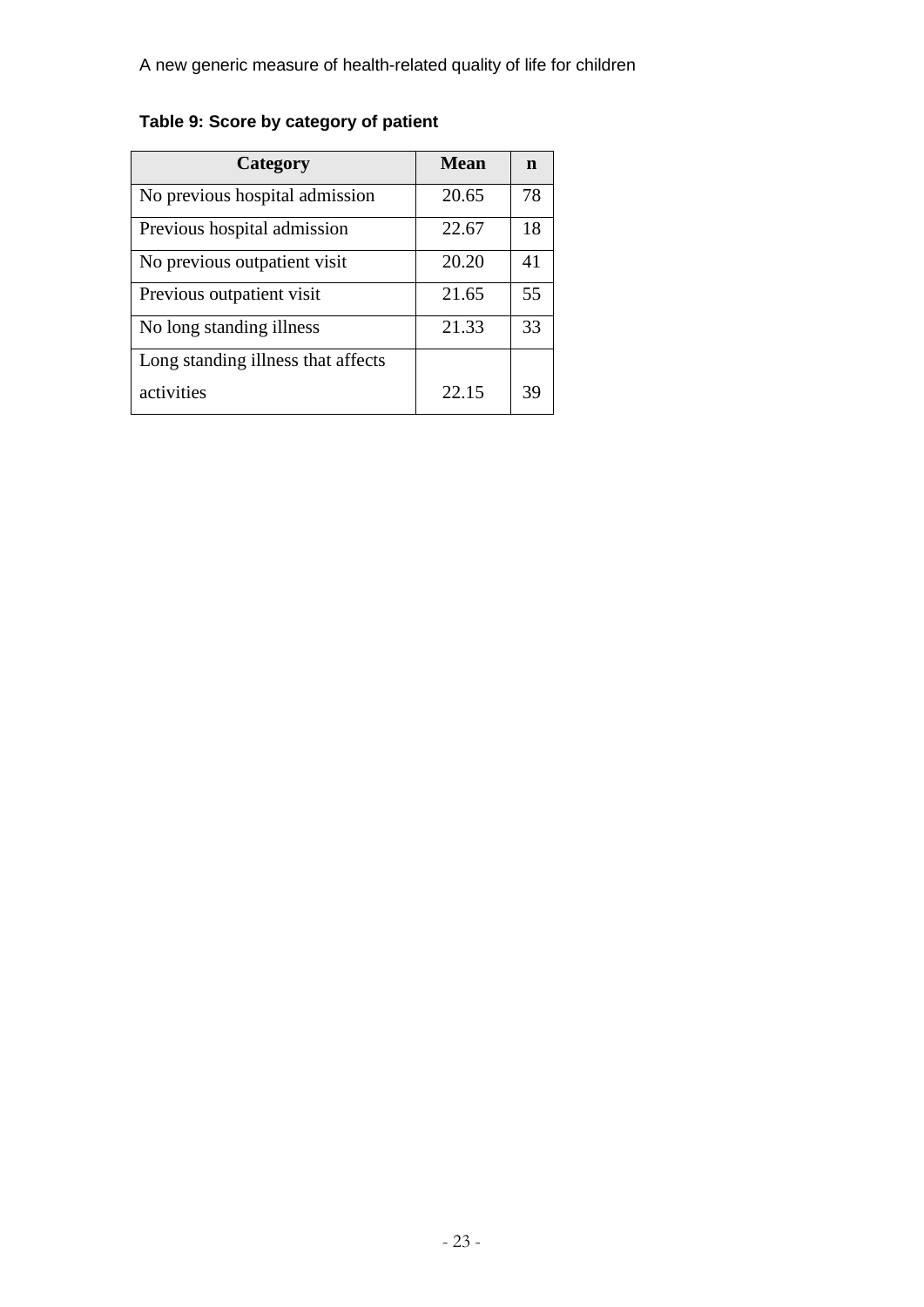**Table 9: Score by category of patient**

| Category | Mean | n |
|---|---|---|
| No previous hospital admission | 20.65 | 78 |
| Previous hospital admission | 22.67 | 18 |
| No previous outpatient visit | 20.20 | 41 |
| Previous outpatient visit | 21.65 | 55 |
| No long standing illness | 21.33 | 33 |
| Long standing illness that affects activities | 22.15 | 39 |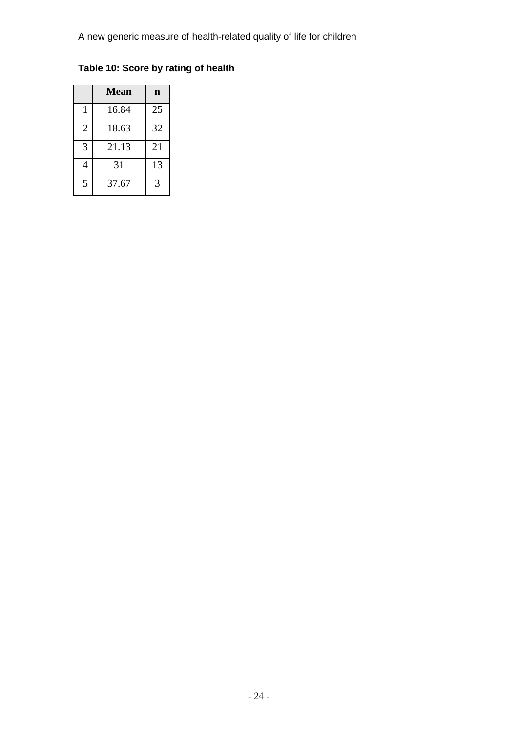**Table 10: Score by rating of health**

| | Mean | n |
|---|---|---|
| 1 | 16.84 | 25 |
| 2 | 18.63 | 32 |
| 3 | 21.13 | 21 |
| 4 | 31 | 13 |
| 5 | 37.67 | 3 |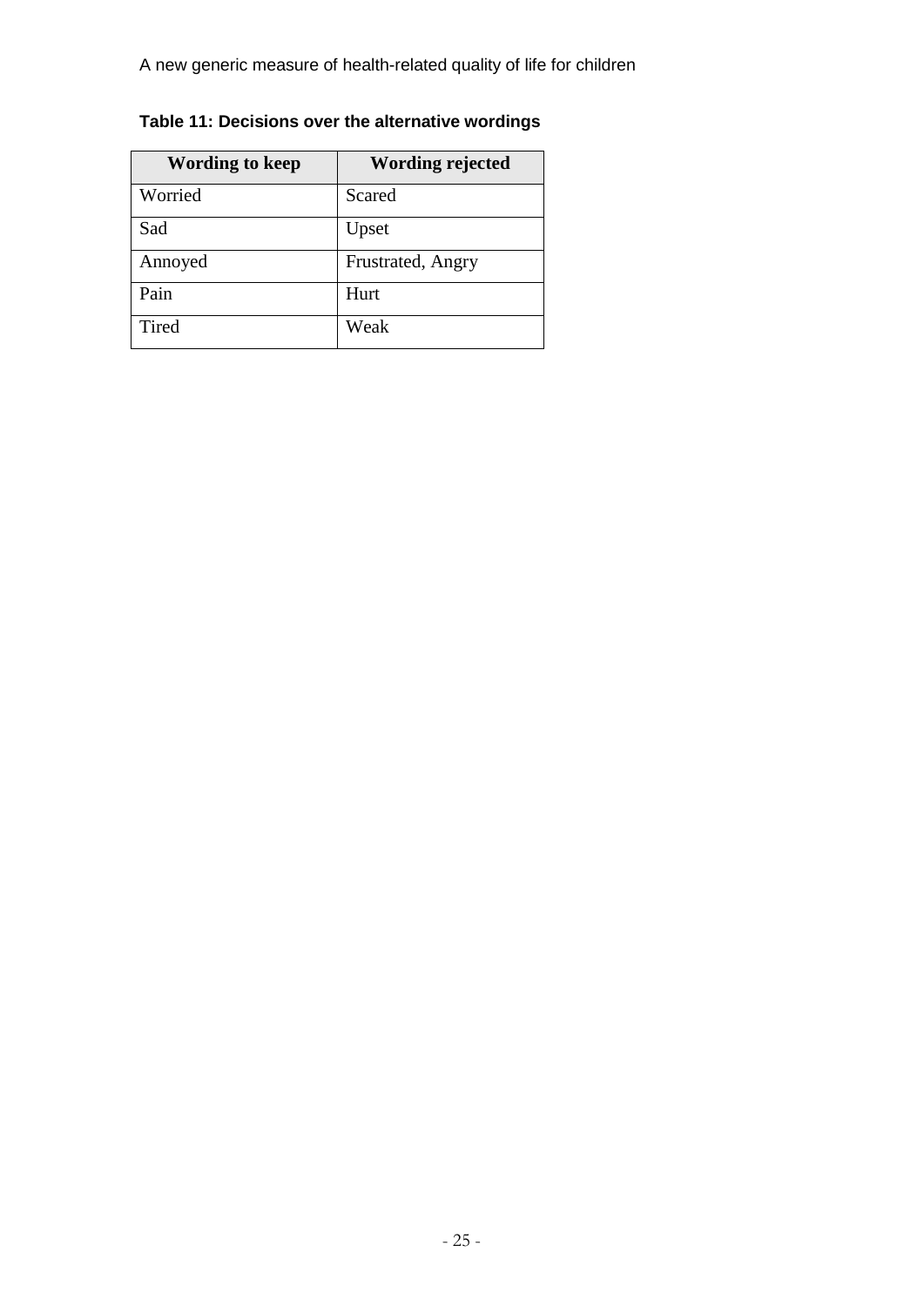**Table 11: Decisions over the alternative wordings**

| Wording to keep | Wording rejected |
| --- | --- |
| Worried | Scared |
| Sad | Upset |
| Annoyed | Frustrated, Angry |
| Pain | Hurt |
| Tired | Weak |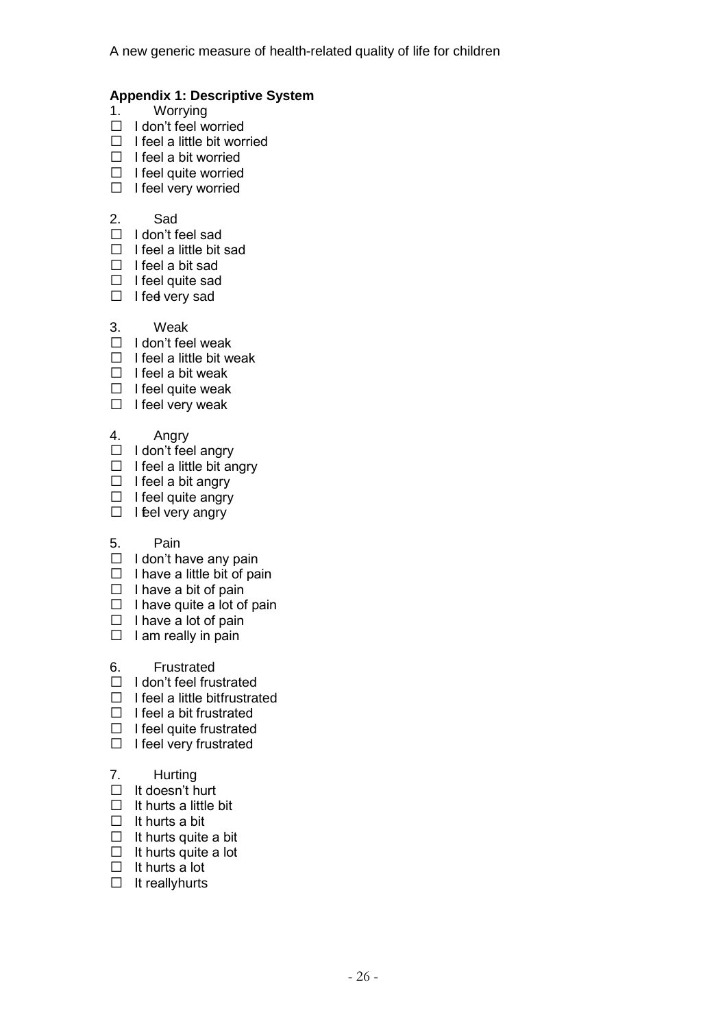### Appendix 1: Descriptive System

1. Worrying

- ☐ I don't feel worried
- ☐ I feel a little bit worried
- ☐ I feel a bit worried
- ☐ I feel quite worried
- ☐ I feel very worried

2. Sad

- ☐ I don't feel sad
- ☐ I feel a little bit sad
- ☐ I feel a bit sad
- ☐ I feel quite sad
- ☐ I feel very sad

3. Weak

- ☐ I don't feel weak
- ☐ I feel a little bit weak
- ☐ I feel a bit weak
- ☐ I feel quite weak
- ☐ I feel very weak

4. Angry

- ☐ I don't feel angry
- ☐ I feel a little bit angry
- ☐ I feel a bit angry
- ☐ I feel quite angry
- ☐ I feel very angry

5. Pain

- ☐ I don't have any pain
- ☐ I have a little bit of pain
- ☐ I have a bit of pain
- ☐ I have quite a lot of pain
- ☐ I have a lot of pain
- ☐ I am really in pain

6. Frustrated

- ☐ I don't feel frustrated
- ☐ I feel a little bitfrustrated
- ☐ I feel a bit frustrated
- ☐ I feel quite frustrated
- ☐ I feel very frustrated

7. Hurting

- ☐ It doesn't hurt
- ☐ It hurts a little bit
- ☐ It hurts a bit
- ☐ It hurts quite a bit
- ☐ It hurts quite a lot
- ☐ It hurts a lot
- ☐ It reallyhurts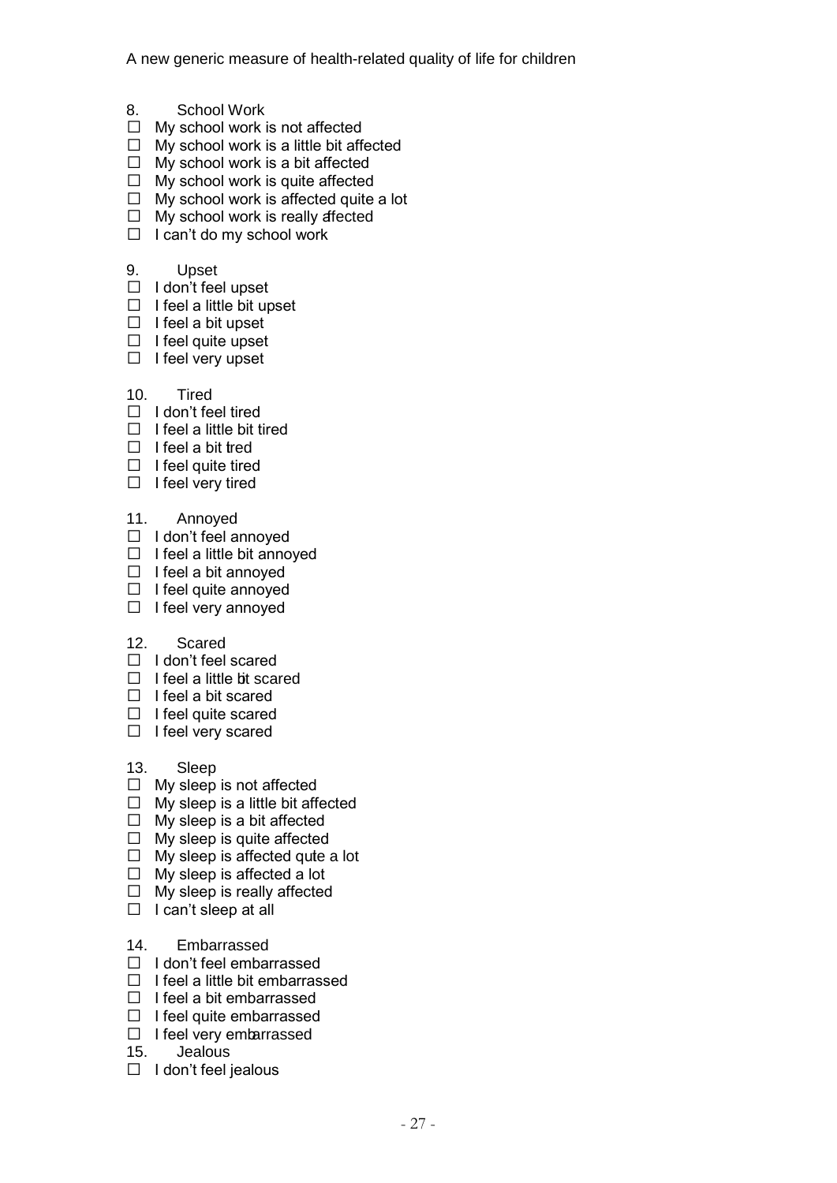8. School Work
- ☐ My school work is not affected
- ☐ My school work is a little bit affected
- ☐ My school work is a bit affected
- ☐ My school work is quite affected
- ☐ My school work is affected quite a lot
- ☐ My school work is really affected
- ☐ I can't do my school work

9. Upset
- ☐ I don't feel upset
- ☐ I feel a little bit upset
- ☐ I feel a bit upset
- ☐ I feel quite upset
- ☐ I feel very upset

10. Tired
- ☐ I don't feel tired
- ☐ I feel a little bit tired
- ☐ I feel a bit tired
- ☐ I feel quite tired
- ☐ I feel very tired

11. Annoyed
- ☐ I don't feel annoyed
- ☐ I feel a little bit annoyed
- ☐ I feel a bit annoyed
- ☐ I feel quite annoyed
- ☐ I feel very annoyed

12. Scared
- ☐ I don't feel scared
- ☐ I feel a little bit scared
- ☐ I feel a bit scared
- ☐ I feel quite scared
- ☐ I feel very scared

13. Sleep
- ☐ My sleep is not affected
- ☐ My sleep is a little bit affected
- ☐ My sleep is a bit affected
- ☐ My sleep is quite affected
- ☐ My sleep is affected quite a lot
- ☐ My sleep is affected a lot
- ☐ My sleep is really affected
- ☐ I can't sleep at all

14. Embarrassed
- ☐ I don't feel embarrassed
- ☐ I feel a little bit embarrassed
- ☐ I feel a bit embarrassed
- ☐ I feel quite embarrassed
- ☐ I feel very embarrassed

15. Jealous
- ☐ I don't feel jealous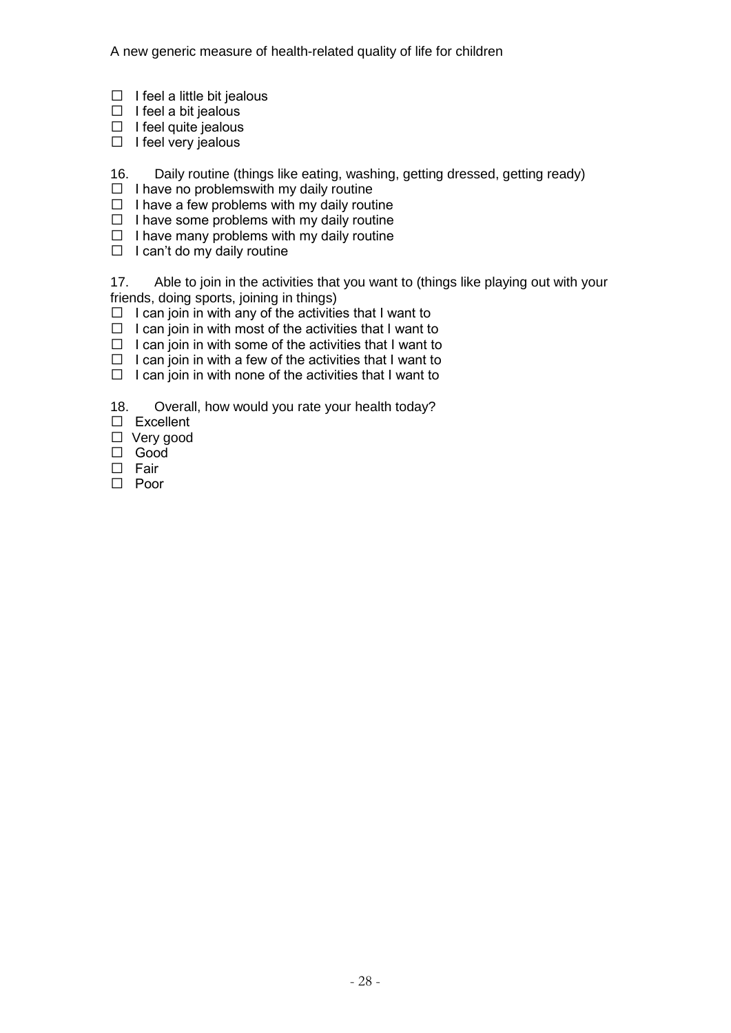☐ I feel a little bit jealous
☐ I feel a bit jealous
☐ I feel quite jealous
☐ I feel very jealous

16. Daily routine (things like eating, washing, getting dressed, getting ready)
☐ I have no problemswith my daily routine
☐ I have a few problems with my daily routine
☐ I have some problems with my daily routine
☐ I have many problems with my daily routine
☐ I can't do my daily routine

17. Able to join in the activities that you want to (things like playing out with your friends, doing sports, joining in things)
☐ I can join in with any of the activities that I want to
☐ I can join in with most of the activities that I want to
☐ I can join in with some of the activities that I want to
☐ I can join in with a few of the activities that I want to
☐ I can join in with none of the activities that I want to

18. Overall, how would you rate your health today?
☐ Excellent
☐ Very good
☐ Good
☐ Fair
☐ Poor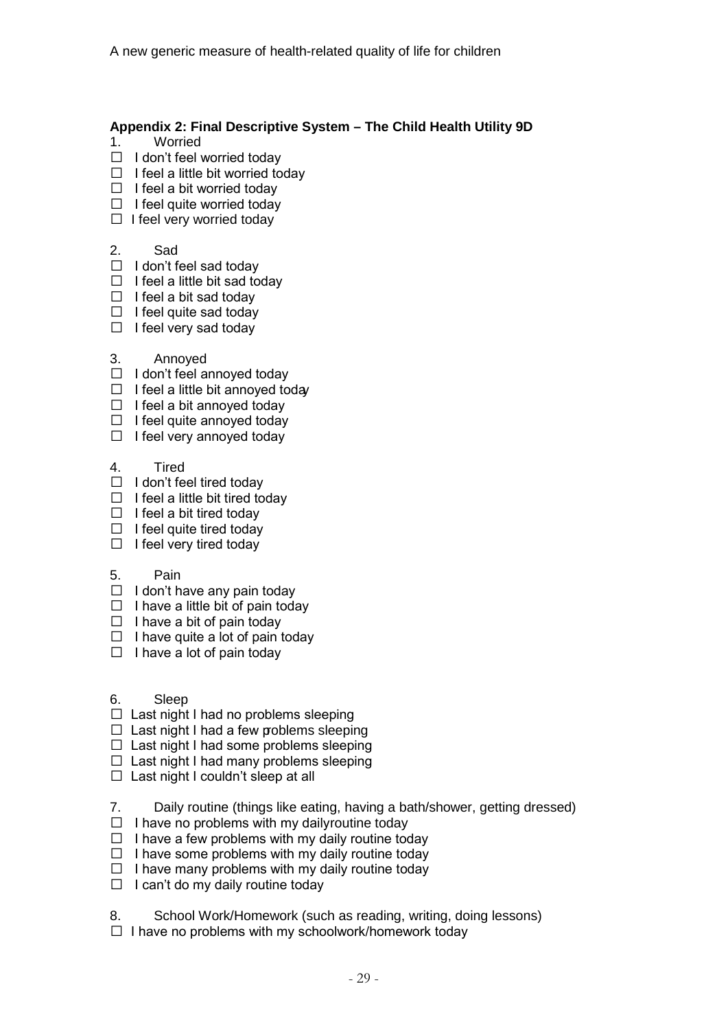### Appendix 2: Final Descriptive System – The Child Health Utility 9D

1. Worried

- ☐ I don't feel worried today
- ☐ I feel a little bit worried today
- ☐ I feel a bit worried today
- ☐ I feel quite worried today
- ☐ I feel very worried today

2. Sad

- ☐ I don't feel sad today
- ☐ I feel a little bit sad today
- ☐ I feel a bit sad today
- ☐ I feel quite sad today
- ☐ I feel very sad today

3. Annoyed

- ☐ I don't feel annoyed today
- ☐ I feel a little bit annoyed today
- ☐ I feel a bit annoyed today
- ☐ I feel quite annoyed today
- ☐ I feel very annoyed today

4. Tired

- ☐ I don't feel tired today
- ☐ I feel a little bit tired today
- ☐ I feel a bit tired today
- ☐ I feel quite tired today
- ☐ I feel very tired today

5. Pain

- ☐ I don't have any pain today
- ☐ I have a little bit of pain today
- ☐ I have a bit of pain today
- ☐ I have quite a lot of pain today
- ☐ I have a lot of pain today

6. Sleep

- ☐ Last night I had no problems sleeping
- ☐ Last night I had a few problems sleeping
- ☐ Last night I had some problems sleeping
- ☐ Last night I had many problems sleeping
- ☐ Last night I couldn't sleep at all

7. Daily routine (things like eating, having a bath/shower, getting dressed)

- ☐ I have no problems with my dailyroutine today
- ☐ I have a few problems with my daily routine today
- ☐ I have some problems with my daily routine today
- ☐ I have many problems with my daily routine today
- ☐ I can't do my daily routine today

8. School Work/Homework (such as reading, writing, doing lessons)

- ☐ I have no problems with my schoolwork/homework today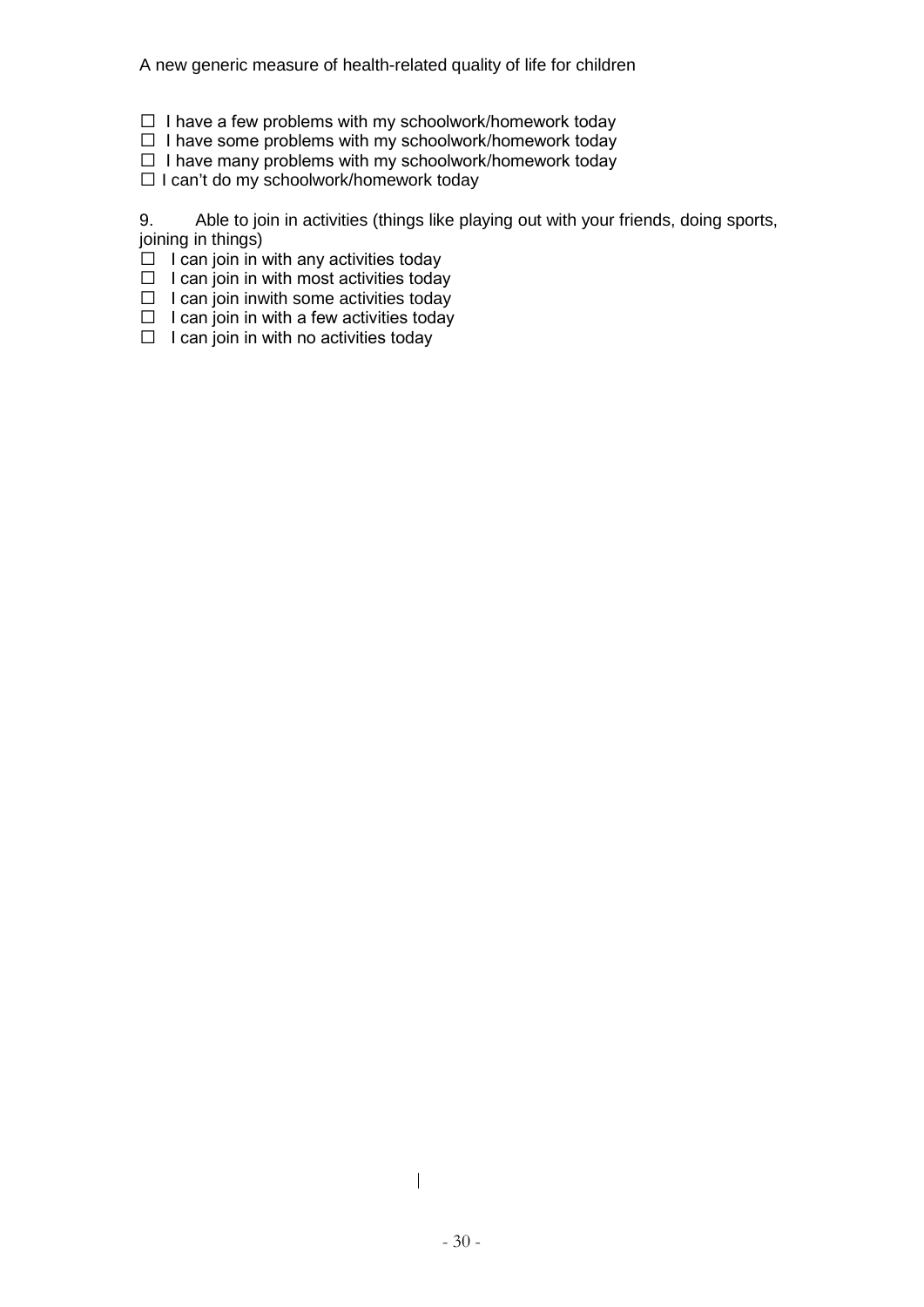☐ I have a few problems with my schoolwork/homework today
☐ I have some problems with my schoolwork/homework today
☐ I have many problems with my schoolwork/homework today
☐ I can't do my schoolwork/homework today

9. Able to join in activities (things like playing out with your friends, doing sports, joining in things)

☐ I can join in with any activities today
☐ I can join in with most activities today
☐ I can join inwith some activities today
☐ I can join in with a few activities today
☐ I can join in with no activities today